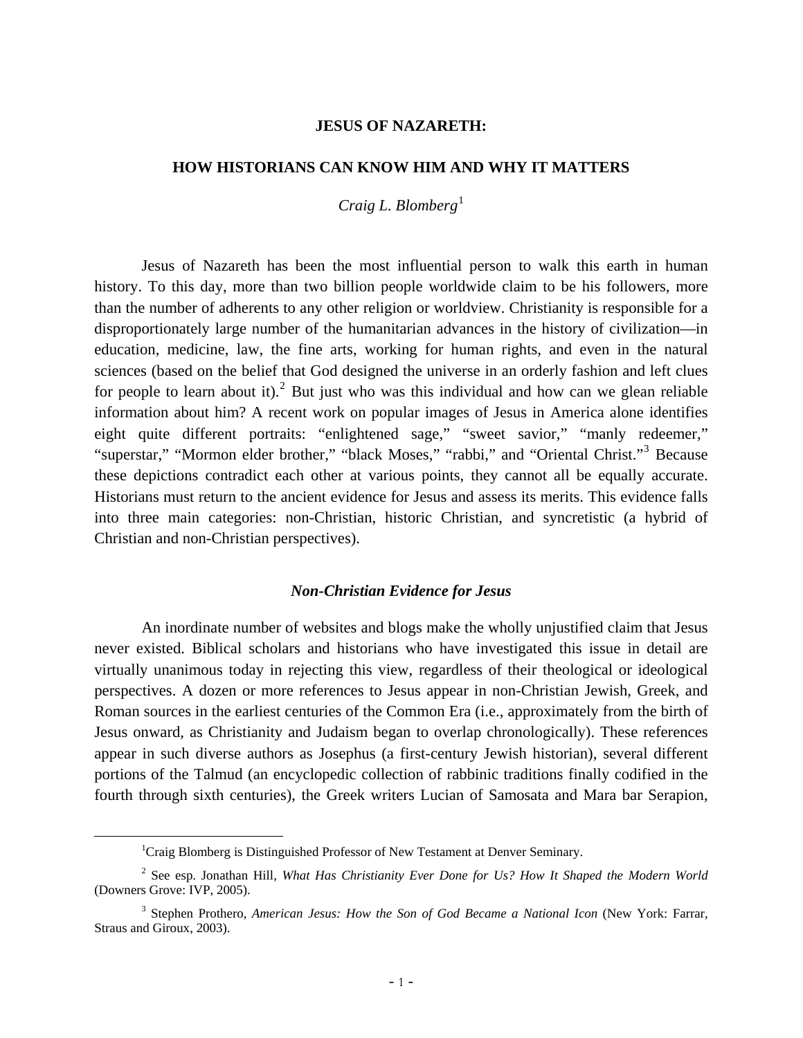# JESUS OF NAZARETH:

## HOW HISTORIANS CAN KNOW HIM AND WHY IT MATTERS

*Craig L. Blomberg*[1]

Jesus of Nazareth has been the most influential person to walk this earth in human history. To this day, more than two billion people worldwide claim to be his followers, more than the number of adherents to any other religion or worldview. Christianity is responsible for a disproportionately large number of the humanitarian advances in the history of civilization—in education, medicine, law, the fine arts, working for human rights, and even in the natural sciences (based on the belief that God designed the universe in an orderly fashion and left clues for people to learn about it).[2] But just who was this individual and how can we glean reliable information about him? A recent work on popular images of Jesus in America alone identifies eight quite different portraits: "enlightened sage," "sweet savior," "manly redeemer," "superstar," "Mormon elder brother," "black Moses," "rabbi," and "Oriental Christ."[3] Because these depictions contradict each other at various points, they cannot all be equally accurate. Historians must return to the ancient evidence for Jesus and assess its merits. This evidence falls into three main categories: non-Christian, historic Christian, and syncretistic (a hybrid of Christian and non-Christian perspectives).

### *Non-Christian Evidence for Jesus*

An inordinate number of websites and blogs make the wholly unjustified claim that Jesus never existed. Biblical scholars and historians who have investigated this issue in detail are virtually unanimous today in rejecting this view, regardless of their theological or ideological perspectives. A dozen or more references to Jesus appear in non-Christian Jewish, Greek, and Roman sources in the earliest centuries of the Common Era (i.e., approximately from the birth of Jesus onward, as Christianity and Judaism began to overlap chronologically). These references appear in such diverse authors as Josephus (a first-century Jewish historian), several different portions of the Talmud (an encyclopedic collection of rabbinic traditions finally codified in the fourth through sixth centuries), the Greek writers Lucian of Samosata and Mara bar Serapion,

---

[1] Craig Blomberg is Distinguished Professor of New Testament at Denver Seminary.

[2] See esp. Jonathan Hill, *What Has Christianity Ever Done for Us? How It Shaped the Modern World* (Downers Grove: IVP, 2005).

[3] Stephen Prothero, *American Jesus: How the Son of God Became a National Icon* (New York: Farrar, Straus and Giroux, 2003).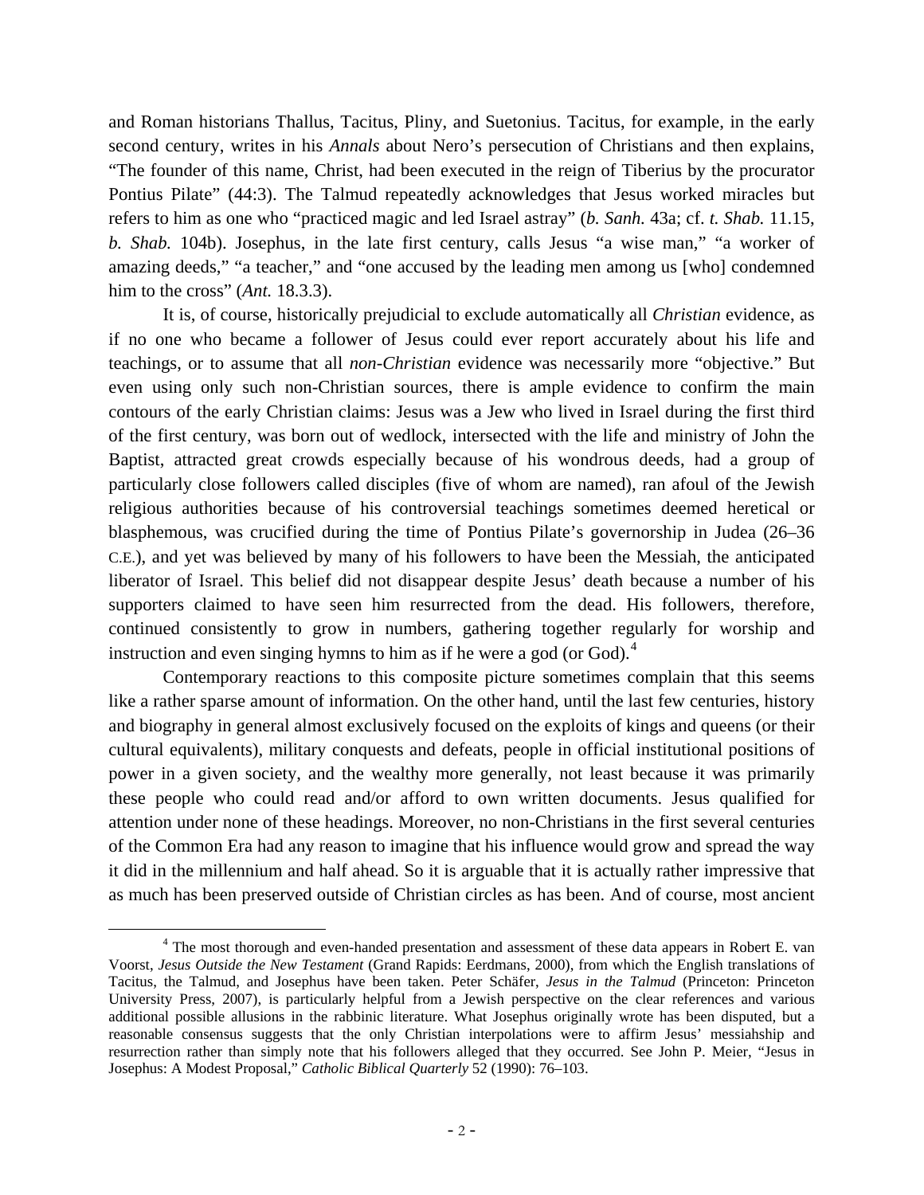and Roman historians Thallus, Tacitus, Pliny, and Suetonius. Tacitus, for example, in the early second century, writes in his *Annals* about Nero's persecution of Christians and then explains, "The founder of this name, Christ, had been executed in the reign of Tiberius by the procurator Pontius Pilate" (44:3). The Talmud repeatedly acknowledges that Jesus worked miracles but refers to him as one who "practiced magic and led Israel astray" (*b. Sanh.* 43a; cf. *t. Shab.* 11.15, *b. Shab.* 104b). Josephus, in the late first century, calls Jesus "a wise man," "a worker of amazing deeds," "a teacher," and "one accused by the leading men among us [who] condemned him to the cross" (*Ant.* 18.3.3).

It is, of course, historically prejudicial to exclude automatically all *Christian* evidence, as if no one who became a follower of Jesus could ever report accurately about his life and teachings, or to assume that all *non-Christian* evidence was necessarily more "objective." But even using only such non-Christian sources, there is ample evidence to confirm the main contours of the early Christian claims: Jesus was a Jew who lived in Israel during the first third of the first century, was born out of wedlock, intersected with the life and ministry of John the Baptist, attracted great crowds especially because of his wondrous deeds, had a group of particularly close followers called disciples (five of whom are named), ran afoul of the Jewish religious authorities because of his controversial teachings sometimes deemed heretical or blasphemous, was crucified during the time of Pontius Pilate's governorship in Judea (26–36 C.E.), and yet was believed by many of his followers to have been the Messiah, the anticipated liberator of Israel. This belief did not disappear despite Jesus' death because a number of his supporters claimed to have seen him resurrected from the dead. His followers, therefore, continued consistently to grow in numbers, gathering together regularly for worship and instruction and even singing hymns to him as if he were a god (or God).[4]

Contemporary reactions to this composite picture sometimes complain that this seems like a rather sparse amount of information. On the other hand, until the last few centuries, history and biography in general almost exclusively focused on the exploits of kings and queens (or their cultural equivalents), military conquests and defeats, people in official institutional positions of power in a given society, and the wealthy more generally, not least because it was primarily these people who could read and/or afford to own written documents. Jesus qualified for attention under none of these headings. Moreover, no non-Christians in the first several centuries of the Common Era had any reason to imagine that his influence would grow and spread the way it did in the millennium and half ahead. So it is arguable that it is actually rather impressive that as much has been preserved outside of Christian circles as has been. And of course, most ancient

[4] The most thorough and even-handed presentation and assessment of these data appears in Robert E. van Voorst, *Jesus Outside the New Testament* (Grand Rapids: Eerdmans, 2000), from which the English translations of Tacitus, the Talmud, and Josephus have been taken. Peter Schäfer, *Jesus in the Talmud* (Princeton: Princeton University Press, 2007), is particularly helpful from a Jewish perspective on the clear references and various additional possible allusions in the rabbinic literature. What Josephus originally wrote has been disputed, but a reasonable consensus suggests that the only Christian interpolations were to affirm Jesus' messiahship and resurrection rather than simply note that his followers alleged that they occurred. See John P. Meier, "Jesus in Josephus: A Modest Proposal," *Catholic Biblical Quarterly* 52 (1990): 76–103.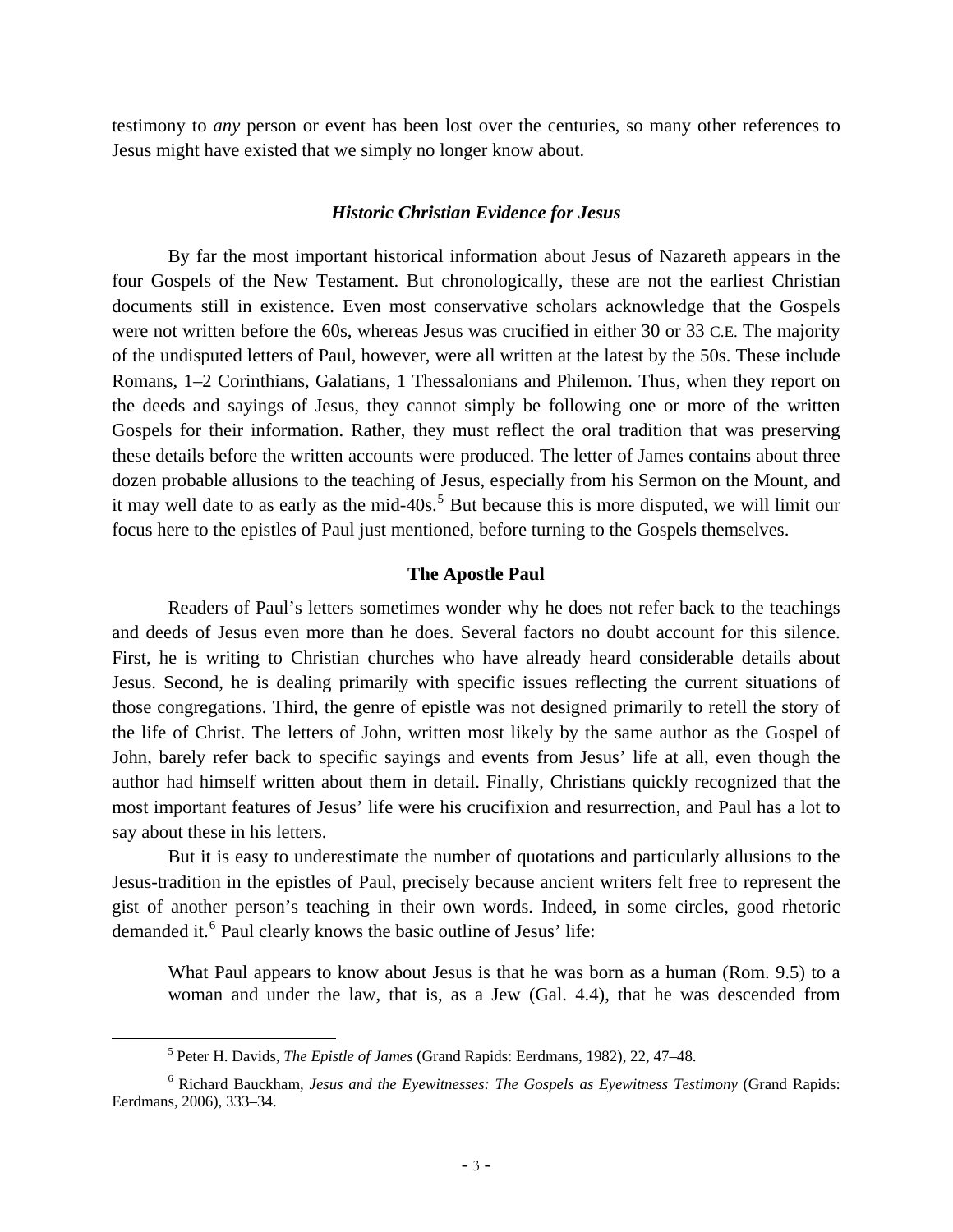testimony to *any* person or event has been lost over the centuries, so many other references to Jesus might have existed that we simply no longer know about.

### *Historic Christian Evidence for Jesus*

By far the most important historical information about Jesus of Nazareth appears in the four Gospels of the New Testament. But chronologically, these are not the earliest Christian documents still in existence. Even most conservative scholars acknowledge that the Gospels were not written before the 60s, whereas Jesus was crucified in either 30 or 33 C.E. The majority of the undisputed letters of Paul, however, were all written at the latest by the 50s. These include Romans, 1–2 Corinthians, Galatians, 1 Thessalonians and Philemon. Thus, when they report on the deeds and sayings of Jesus, they cannot simply be following one or more of the written Gospels for their information. Rather, they must reflect the oral tradition that was preserving these details before the written accounts were produced. The letter of James contains about three dozen probable allusions to the teaching of Jesus, especially from his Sermon on the Mount, and it may well date to as early as the mid-40s.[5] But because this is more disputed, we will limit our focus here to the epistles of Paul just mentioned, before turning to the Gospels themselves.

#### The Apostle Paul

Readers of Paul's letters sometimes wonder why he does not refer back to the teachings and deeds of Jesus even more than he does. Several factors no doubt account for this silence. First, he is writing to Christian churches who have already heard considerable details about Jesus. Second, he is dealing primarily with specific issues reflecting the current situations of those congregations. Third, the genre of epistle was not designed primarily to retell the story of the life of Christ. The letters of John, written most likely by the same author as the Gospel of John, barely refer back to specific sayings and events from Jesus' life at all, even though the author had himself written about them in detail. Finally, Christians quickly recognized that the most important features of Jesus' life were his crucifixion and resurrection, and Paul has a lot to say about these in his letters.

But it is easy to underestimate the number of quotations and particularly allusions to the Jesus-tradition in the epistles of Paul, precisely because ancient writers felt free to represent the gist of another person's teaching in their own words. Indeed, in some circles, good rhetoric demanded it.[6] Paul clearly knows the basic outline of Jesus' life:

> What Paul appears to know about Jesus is that he was born as a human (Rom. 9.5) to a woman and under the law, that is, as a Jew (Gal. 4.4), that he was descended from

---

[5] Peter H. Davids, *The Epistle of James* (Grand Rapids: Eerdmans, 1982), 22, 47–48.

[6] Richard Bauckham, *Jesus and the Eyewitnesses: The Gospels as Eyewitness Testimony* (Grand Rapids: Eerdmans, 2006), 333–34.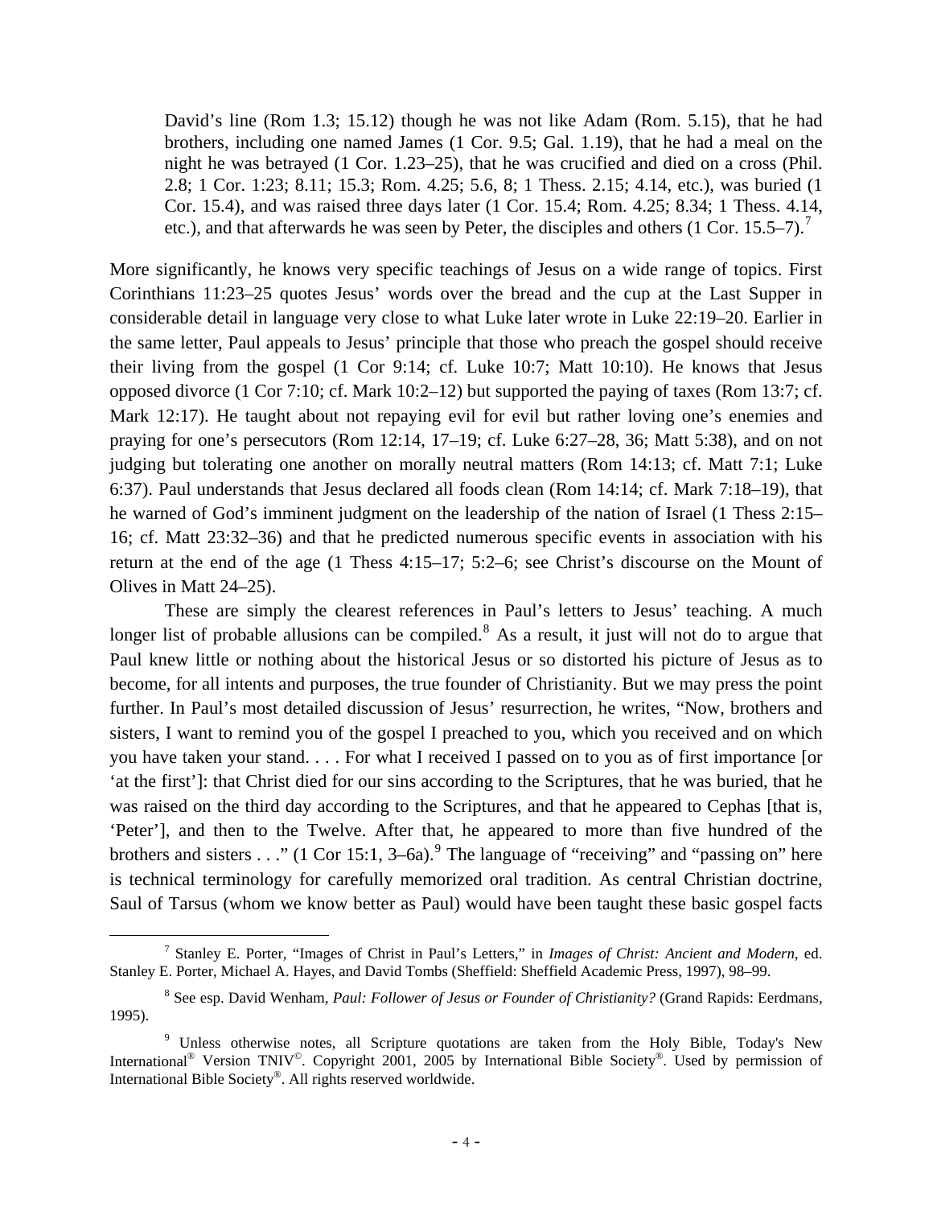> David's line (Rom 1.3; 15.12) though he was not like Adam (Rom. 5.15), that he had brothers, including one named James (1 Cor. 9.5; Gal. 1.19), that he had a meal on the night he was betrayed (1 Cor. 1.23–25), that he was crucified and died on a cross (Phil. 2.8; 1 Cor. 1:23; 8.11; 15.3; Rom. 4.25; 5.6, 8; 1 Thess. 2.15; 4.14, etc.), was buried (1 Cor. 15.4), and was raised three days later (1 Cor. 15.4; Rom. 4.25; 8.34; 1 Thess. 4.14, etc.), and that afterwards he was seen by Peter, the disciples and others (1 Cor. 15.5–7).[7]

More significantly, he knows very specific teachings of Jesus on a wide range of topics. First Corinthians 11:23–25 quotes Jesus' words over the bread and the cup at the Last Supper in considerable detail in language very close to what Luke later wrote in Luke 22:19–20. Earlier in the same letter, Paul appeals to Jesus' principle that those who preach the gospel should receive their living from the gospel (1 Cor 9:14; cf. Luke 10:7; Matt 10:10). He knows that Jesus opposed divorce (1 Cor 7:10; cf. Mark 10:2–12) but supported the paying of taxes (Rom 13:7; cf. Mark 12:17). He taught about not repaying evil for evil but rather loving one's enemies and praying for one's persecutors (Rom 12:14, 17–19; cf. Luke 6:27–28, 36; Matt 5:38), and on not judging but tolerating one another on morally neutral matters (Rom 14:13; cf. Matt 7:1; Luke 6:37). Paul understands that Jesus declared all foods clean (Rom 14:14; cf. Mark 7:18–19), that he warned of God's imminent judgment on the leadership of the nation of Israel (1 Thess 2:15–16; cf. Matt 23:32–36) and that he predicted numerous specific events in association with his return at the end of the age (1 Thess 4:15–17; 5:2–6; see Christ's discourse on the Mount of Olives in Matt 24–25).

These are simply the clearest references in Paul's letters to Jesus' teaching. A much longer list of probable allusions can be compiled.[8] As a result, it just will not do to argue that Paul knew little or nothing about the historical Jesus or so distorted his picture of Jesus as to become, for all intents and purposes, the true founder of Christianity. But we may press the point further. In Paul's most detailed discussion of Jesus' resurrection, he writes, "Now, brothers and sisters, I want to remind you of the gospel I preached to you, which you received and on which you have taken your stand. . . . For what I received I passed on to you as of first importance [or 'at the first']: that Christ died for our sins according to the Scriptures, that he was buried, that he was raised on the third day according to the Scriptures, and that he appeared to Cephas [that is, 'Peter'], and then to the Twelve. After that, he appeared to more than five hundred of the brothers and sisters . . ." (1 Cor 15:1, 3–6a).[9] The language of "receiving" and "passing on" here is technical terminology for carefully memorized oral tradition. As central Christian doctrine, Saul of Tarsus (whom we know better as Paul) would have been taught these basic gospel facts

---

[7] Stanley E. Porter, "Images of Christ in Paul's Letters," in *Images of Christ: Ancient and Modern*, ed. Stanley E. Porter, Michael A. Hayes, and David Tombs (Sheffield: Sheffield Academic Press, 1997), 98–99.

[8] See esp. David Wenham, *Paul: Follower of Jesus or Founder of Christianity?* (Grand Rapids: Eerdmans, 1995).

[9] Unless otherwise notes, all Scripture quotations are taken from the Holy Bible, Today's New International® Version TNIV©. Copyright 2001, 2005 by International Bible Society®. Used by permission of International Bible Society®. All rights reserved worldwide.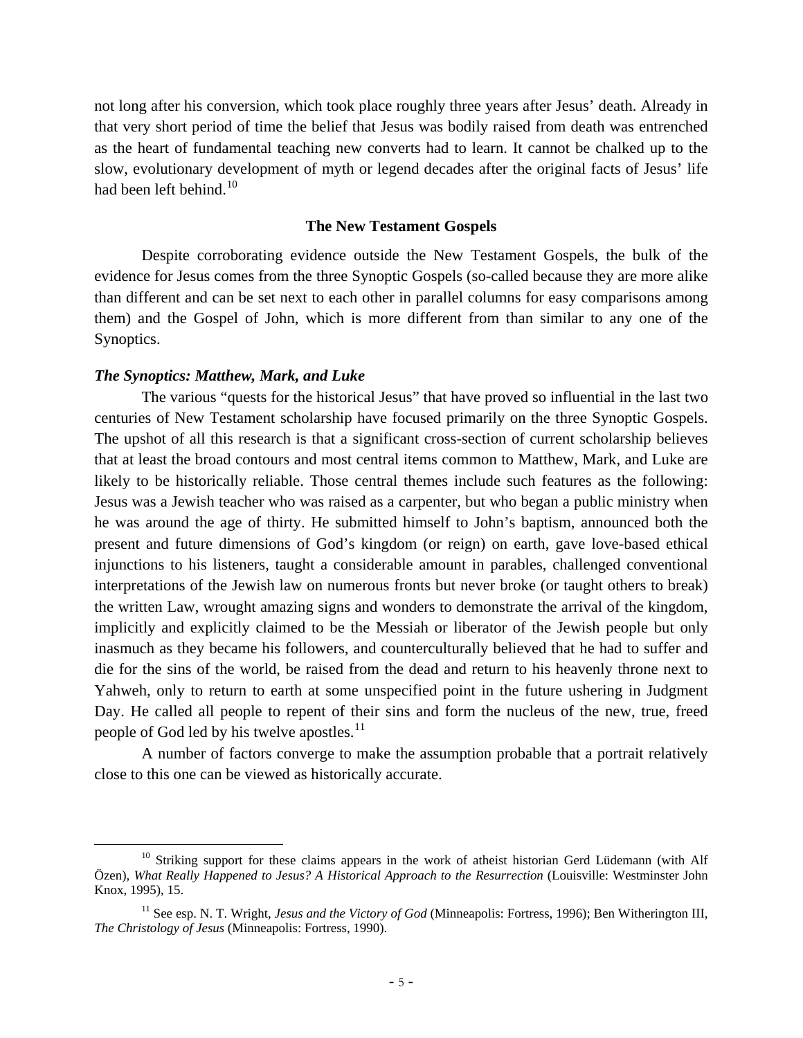not long after his conversion, which took place roughly three years after Jesus' death. Already in that very short period of time the belief that Jesus was bodily raised from death was entrenched as the heart of fundamental teaching new converts had to learn. It cannot be chalked up to the slow, evolutionary development of myth or legend decades after the original facts of Jesus' life had been left behind.[10]

## The New Testament Gospels

Despite corroborating evidence outside the New Testament Gospels, the bulk of the evidence for Jesus comes from the three Synoptic Gospels (so-called because they are more alike than different and can be set next to each other in parallel columns for easy comparisons among them) and the Gospel of John, which is more different from than similar to any one of the Synoptics.

### *The Synoptics: Matthew, Mark, and Luke*

The various "quests for the historical Jesus" that have proved so influential in the last two centuries of New Testament scholarship have focused primarily on the three Synoptic Gospels. The upshot of all this research is that a significant cross-section of current scholarship believes that at least the broad contours and most central items common to Matthew, Mark, and Luke are likely to be historically reliable. Those central themes include such features as the following: Jesus was a Jewish teacher who was raised as a carpenter, but who began a public ministry when he was around the age of thirty. He submitted himself to John's baptism, announced both the present and future dimensions of God's kingdom (or reign) on earth, gave love-based ethical injunctions to his listeners, taught a considerable amount in parables, challenged conventional interpretations of the Jewish law on numerous fronts but never broke (or taught others to break) the written Law, wrought amazing signs and wonders to demonstrate the arrival of the kingdom, implicitly and explicitly claimed to be the Messiah or liberator of the Jewish people but only inasmuch as they became his followers, and counterculturally believed that he had to suffer and die for the sins of the world, be raised from the dead and return to his heavenly throne next to Yahweh, only to return to earth at some unspecified point in the future ushering in Judgment Day. He called all people to repent of their sins and form the nucleus of the new, true, freed people of God led by his twelve apostles.[11]

A number of factors converge to make the assumption probable that a portrait relatively close to this one can be viewed as historically accurate.

---

[10] Striking support for these claims appears in the work of atheist historian Gerd Lüdemann (with Alf Özen), *What Really Happened to Jesus? A Historical Approach to the Resurrection* (Louisville: Westminster John Knox, 1995), 15.

[11] See esp. N. T. Wright, *Jesus and the Victory of God* (Minneapolis: Fortress, 1996); Ben Witherington III, *The Christology of Jesus* (Minneapolis: Fortress, 1990).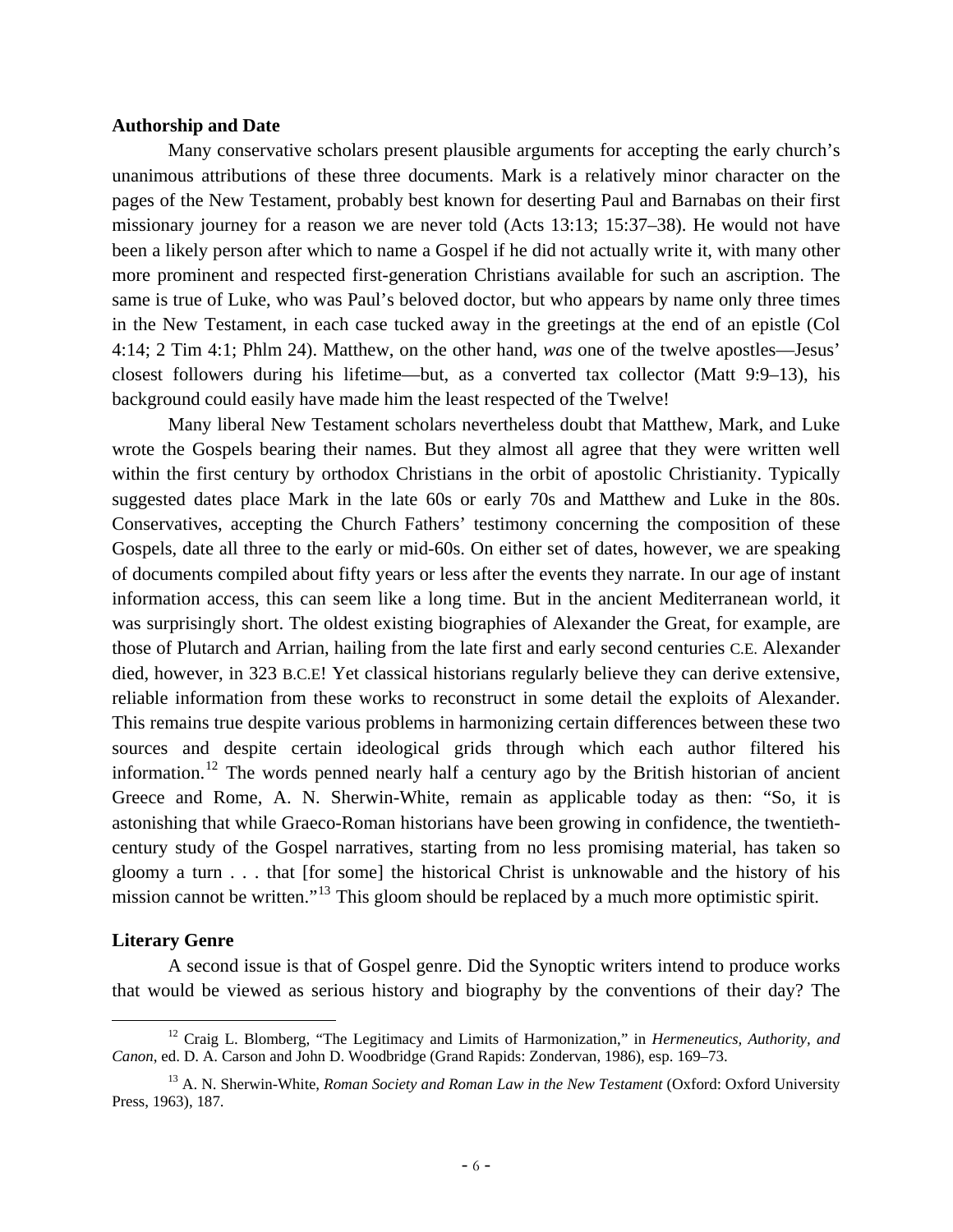**Authorship and Date**

Many conservative scholars present plausible arguments for accepting the early church's unanimous attributions of these three documents. Mark is a relatively minor character on the pages of the New Testament, probably best known for deserting Paul and Barnabas on their first missionary journey for a reason we are never told (Acts 13:13; 15:37–38). He would not have been a likely person after which to name a Gospel if he did not actually write it, with many other more prominent and respected first-generation Christians available for such an ascription. The same is true of Luke, who was Paul's beloved doctor, but who appears by name only three times in the New Testament, in each case tucked away in the greetings at the end of an epistle (Col 4:14; 2 Tim 4:1; Phlm 24). Matthew, on the other hand, *was* one of the twelve apostles—Jesus' closest followers during his lifetime—but, as a converted tax collector (Matt 9:9–13), his background could easily have made him the least respected of the Twelve!

Many liberal New Testament scholars nevertheless doubt that Matthew, Mark, and Luke wrote the Gospels bearing their names. But they almost all agree that they were written well within the first century by orthodox Christians in the orbit of apostolic Christianity. Typically suggested dates place Mark in the late 60s or early 70s and Matthew and Luke in the 80s. Conservatives, accepting the Church Fathers' testimony concerning the composition of these Gospels, date all three to the early or mid-60s. On either set of dates, however, we are speaking of documents compiled about fifty years or less after the events they narrate. In our age of instant information access, this can seem like a long time. But in the ancient Mediterranean world, it was surprisingly short. The oldest existing biographies of Alexander the Great, for example, are those of Plutarch and Arrian, hailing from the late first and early second centuries C.E. Alexander died, however, in 323 B.C.E! Yet classical historians regularly believe they can derive extensive, reliable information from these works to reconstruct in some detail the exploits of Alexander. This remains true despite various problems in harmonizing certain differences between these two sources and despite certain ideological grids through which each author filtered his information.[12] The words penned nearly half a century ago by the British historian of ancient Greece and Rome, A. N. Sherwin-White, remain as applicable today as then: "So, it is astonishing that while Graeco-Roman historians have been growing in confidence, the twentieth-century study of the Gospel narratives, starting from no less promising material, has taken so gloomy a turn . . . that [for some] the historical Christ is unknowable and the history of his mission cannot be written."[13] This gloom should be replaced by a much more optimistic spirit.

**Literary Genre**

A second issue is that of Gospel genre. Did the Synoptic writers intend to produce works that would be viewed as serious history and biography by the conventions of their day? The

---

[12] Craig L. Blomberg, "The Legitimacy and Limits of Harmonization," in *Hermeneutics, Authority, and Canon*, ed. D. A. Carson and John D. Woodbridge (Grand Rapids: Zondervan, 1986), esp. 169–73.

[13] A. N. Sherwin-White, *Roman Society and Roman Law in the New Testament* (Oxford: Oxford University Press, 1963), 187.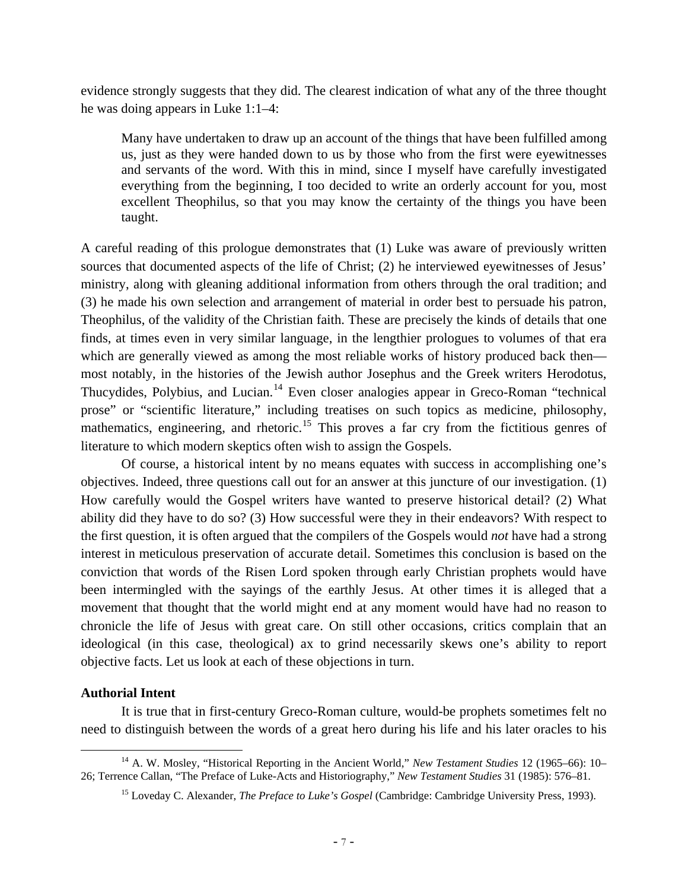evidence strongly suggests that they did. The clearest indication of what any of the three thought he was doing appears in Luke 1:1–4:

> Many have undertaken to draw up an account of the things that have been fulfilled among us, just as they were handed down to us by those who from the first were eyewitnesses and servants of the word. With this in mind, since I myself have carefully investigated everything from the beginning, I too decided to write an orderly account for you, most excellent Theophilus, so that you may know the certainty of the things you have been taught.

A careful reading of this prologue demonstrates that (1) Luke was aware of previously written sources that documented aspects of the life of Christ; (2) he interviewed eyewitnesses of Jesus' ministry, along with gleaning additional information from others through the oral tradition; and (3) he made his own selection and arrangement of material in order best to persuade his patron, Theophilus, of the validity of the Christian faith. These are precisely the kinds of details that one finds, at times even in very similar language, in the lengthier prologues to volumes of that era which are generally viewed as among the most reliable works of history produced back then—most notably, in the histories of the Jewish author Josephus and the Greek writers Herodotus, Thucydides, Polybius, and Lucian.[14] Even closer analogies appear in Greco-Roman "technical prose" or "scientific literature," including treatises on such topics as medicine, philosophy, mathematics, engineering, and rhetoric.[15] This proves a far cry from the fictitious genres of literature to which modern skeptics often wish to assign the Gospels.

Of course, a historical intent by no means equates with success in accomplishing one's objectives. Indeed, three questions call out for an answer at this juncture of our investigation. (1) How carefully would the Gospel writers have wanted to preserve historical detail? (2) What ability did they have to do so? (3) How successful were they in their endeavors? With respect to the first question, it is often argued that the compilers of the Gospels would *not* have had a strong interest in meticulous preservation of accurate detail. Sometimes this conclusion is based on the conviction that words of the Risen Lord spoken through early Christian prophets would have been intermingled with the sayings of the earthly Jesus. At other times it is alleged that a movement that thought that the world might end at any moment would have had no reason to chronicle the life of Jesus with great care. On still other occasions, critics complain that an ideological (in this case, theological) ax to grind necessarily skews one's ability to report objective facts. Let us look at each of these objections in turn.

**Authorial Intent**

It is true that in first-century Greco-Roman culture, would-be prophets sometimes felt no need to distinguish between the words of a great hero during his life and his later oracles to his

---

[14] A. W. Mosley, "Historical Reporting in the Ancient World," *New Testament Studies* 12 (1965–66): 10–26; Terrence Callan, "The Preface of Luke-Acts and Historiography," *New Testament Studies* 31 (1985): 576–81.

[15] Loveday C. Alexander, *The Preface to Luke's Gospel* (Cambridge: Cambridge University Press, 1993).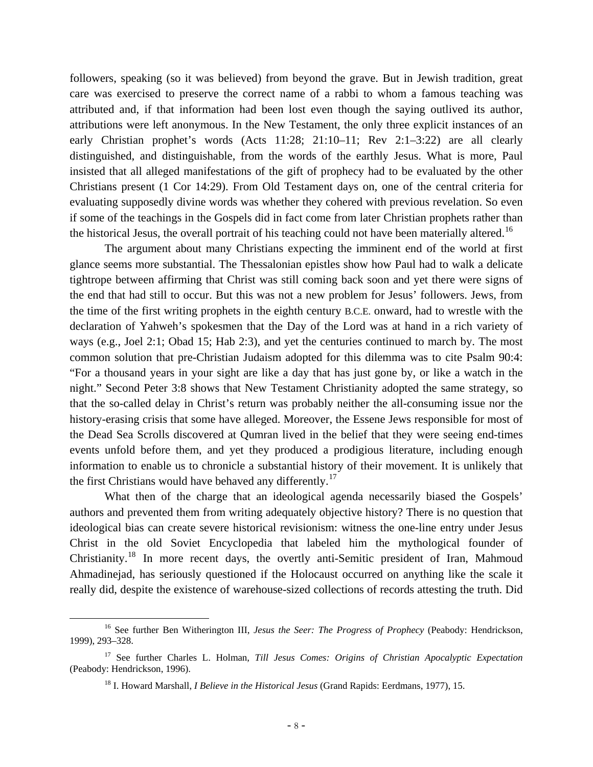followers, speaking (so it was believed) from beyond the grave. But in Jewish tradition, great care was exercised to preserve the correct name of a rabbi to whom a famous teaching was attributed and, if that information had been lost even though the saying outlived its author, attributions were left anonymous. In the New Testament, the only three explicit instances of an early Christian prophet's words (Acts 11:28; 21:10–11; Rev 2:1–3:22) are all clearly distinguished, and distinguishable, from the words of the earthly Jesus. What is more, Paul insisted that all alleged manifestations of the gift of prophecy had to be evaluated by the other Christians present (1 Cor 14:29). From Old Testament days on, one of the central criteria for evaluating supposedly divine words was whether they cohered with previous revelation. So even if some of the teachings in the Gospels did in fact come from later Christian prophets rather than the historical Jesus, the overall portrait of his teaching could not have been materially altered.[16]

The argument about many Christians expecting the imminent end of the world at first glance seems more substantial. The Thessalonian epistles show how Paul had to walk a delicate tightrope between affirming that Christ was still coming back soon and yet there were signs of the end that had still to occur. But this was not a new problem for Jesus' followers. Jews, from the time of the first writing prophets in the eighth century B.C.E. onward, had to wrestle with the declaration of Yahweh's spokesmen that the Day of the Lord was at hand in a rich variety of ways (e.g., Joel 2:1; Obad 15; Hab 2:3), and yet the centuries continued to march by. The most common solution that pre-Christian Judaism adopted for this dilemma was to cite Psalm 90:4: "For a thousand years in your sight are like a day that has just gone by, or like a watch in the night." Second Peter 3:8 shows that New Testament Christianity adopted the same strategy, so that the so-called delay in Christ's return was probably neither the all-consuming issue nor the history-erasing crisis that some have alleged. Moreover, the Essene Jews responsible for most of the Dead Sea Scrolls discovered at Qumran lived in the belief that they were seeing end-times events unfold before them, and yet they produced a prodigious literature, including enough information to enable us to chronicle a substantial history of their movement. It is unlikely that the first Christians would have behaved any differently.[17]

What then of the charge that an ideological agenda necessarily biased the Gospels' authors and prevented them from writing adequately objective history? There is no question that ideological bias can create severe historical revisionism: witness the one-line entry under Jesus Christ in the old Soviet Encyclopedia that labeled him the mythological founder of Christianity.[18] In more recent days, the overtly anti-Semitic president of Iran, Mahmoud Ahmadinejad, has seriously questioned if the Holocaust occurred on anything like the scale it really did, despite the existence of warehouse-sized collections of records attesting the truth. Did

---

[16] See further Ben Witherington III, *Jesus the Seer: The Progress of Prophecy* (Peabody: Hendrickson, 1999), 293–328.

[17] See further Charles L. Holman, *Till Jesus Comes: Origins of Christian Apocalyptic Expectation* (Peabody: Hendrickson, 1996).

[18] I. Howard Marshall, *I Believe in the Historical Jesus* (Grand Rapids: Eerdmans, 1977), 15.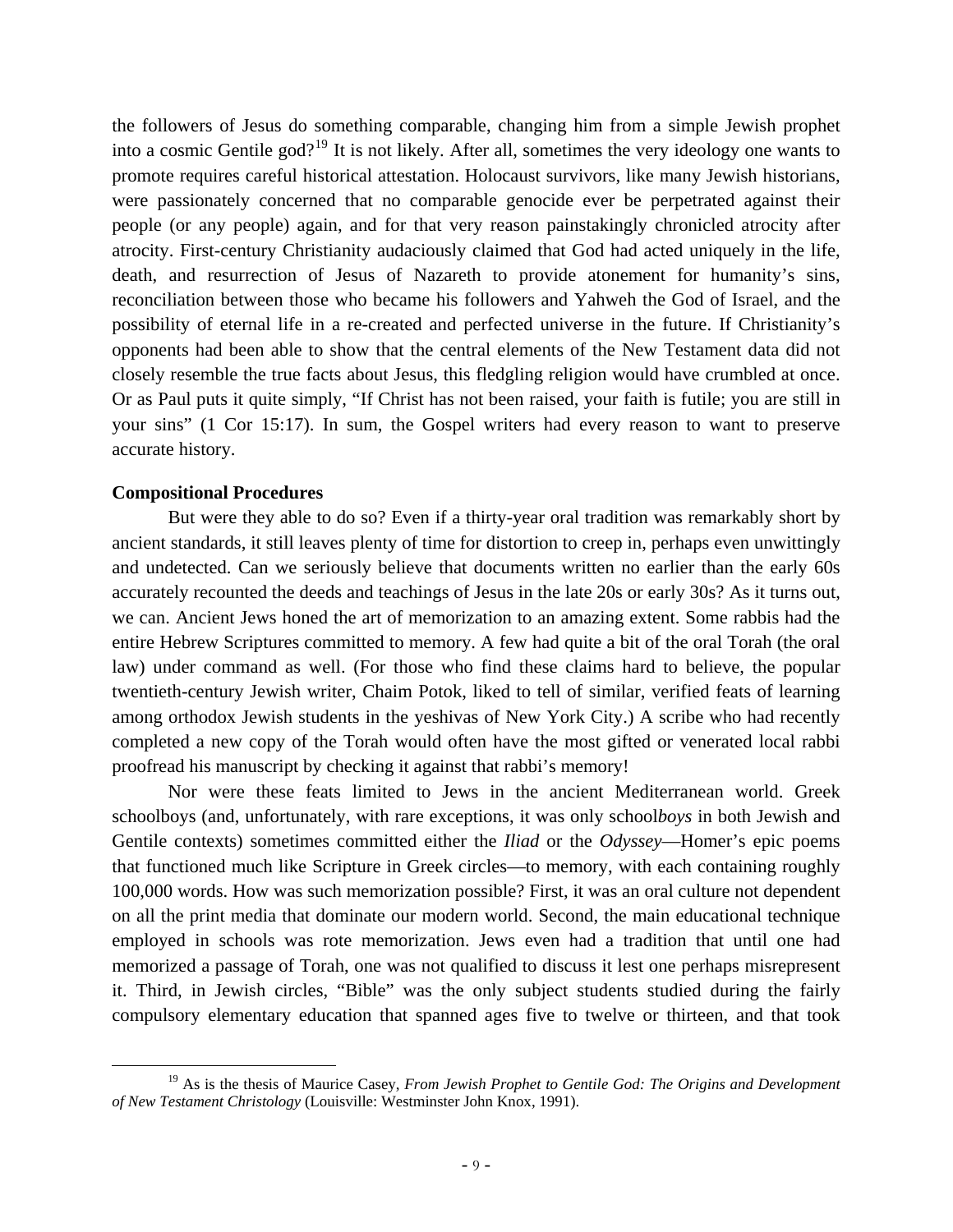the followers of Jesus do something comparable, changing him from a simple Jewish prophet into a cosmic Gentile god?[19] It is not likely. After all, sometimes the very ideology one wants to promote requires careful historical attestation. Holocaust survivors, like many Jewish historians, were passionately concerned that no comparable genocide ever be perpetrated against their people (or any people) again, and for that very reason painstakingly chronicled atrocity after atrocity. First-century Christianity audaciously claimed that God had acted uniquely in the life, death, and resurrection of Jesus of Nazareth to provide atonement for humanity's sins, reconciliation between those who became his followers and Yahweh the God of Israel, and the possibility of eternal life in a re-created and perfected universe in the future. If Christianity's opponents had been able to show that the central elements of the New Testament data did not closely resemble the true facts about Jesus, this fledgling religion would have crumbled at once. Or as Paul puts it quite simply, "If Christ has not been raised, your faith is futile; you are still in your sins" (1 Cor 15:17). In sum, the Gospel writers had every reason to want to preserve accurate history.

**Compositional Procedures**

But were they able to do so? Even if a thirty-year oral tradition was remarkably short by ancient standards, it still leaves plenty of time for distortion to creep in, perhaps even unwittingly and undetected. Can we seriously believe that documents written no earlier than the early 60s accurately recounted the deeds and teachings of Jesus in the late 20s or early 30s? As it turns out, we can. Ancient Jews honed the art of memorization to an amazing extent. Some rabbis had the entire Hebrew Scriptures committed to memory. A few had quite a bit of the oral Torah (the oral law) under command as well. (For those who find these claims hard to believe, the popular twentieth-century Jewish writer, Chaim Potok, liked to tell of similar, verified feats of learning among orthodox Jewish students in the yeshivas of New York City.) A scribe who had recently completed a new copy of the Torah would often have the most gifted or venerated local rabbi proofread his manuscript by checking it against that rabbi's memory!

Nor were these feats limited to Jews in the ancient Mediterranean world. Greek schoolboys (and, unfortunately, with rare exceptions, it was only school*boys* in both Jewish and Gentile contexts) sometimes committed either the *Iliad* or the *Odyssey*—Homer's epic poems that functioned much like Scripture in Greek circles—to memory, with each containing roughly 100,000 words. How was such memorization possible? First, it was an oral culture not dependent on all the print media that dominate our modern world. Second, the main educational technique employed in schools was rote memorization. Jews even had a tradition that until one had memorized a passage of Torah, one was not qualified to discuss it lest one perhaps misrepresent it. Third, in Jewish circles, "Bible" was the only subject students studied during the fairly compulsory elementary education that spanned ages five to twelve or thirteen, and that took

[19] As is the thesis of Maurice Casey, *From Jewish Prophet to Gentile God: The Origins and Development of New Testament Christology* (Louisville: Westminster John Knox, 1991).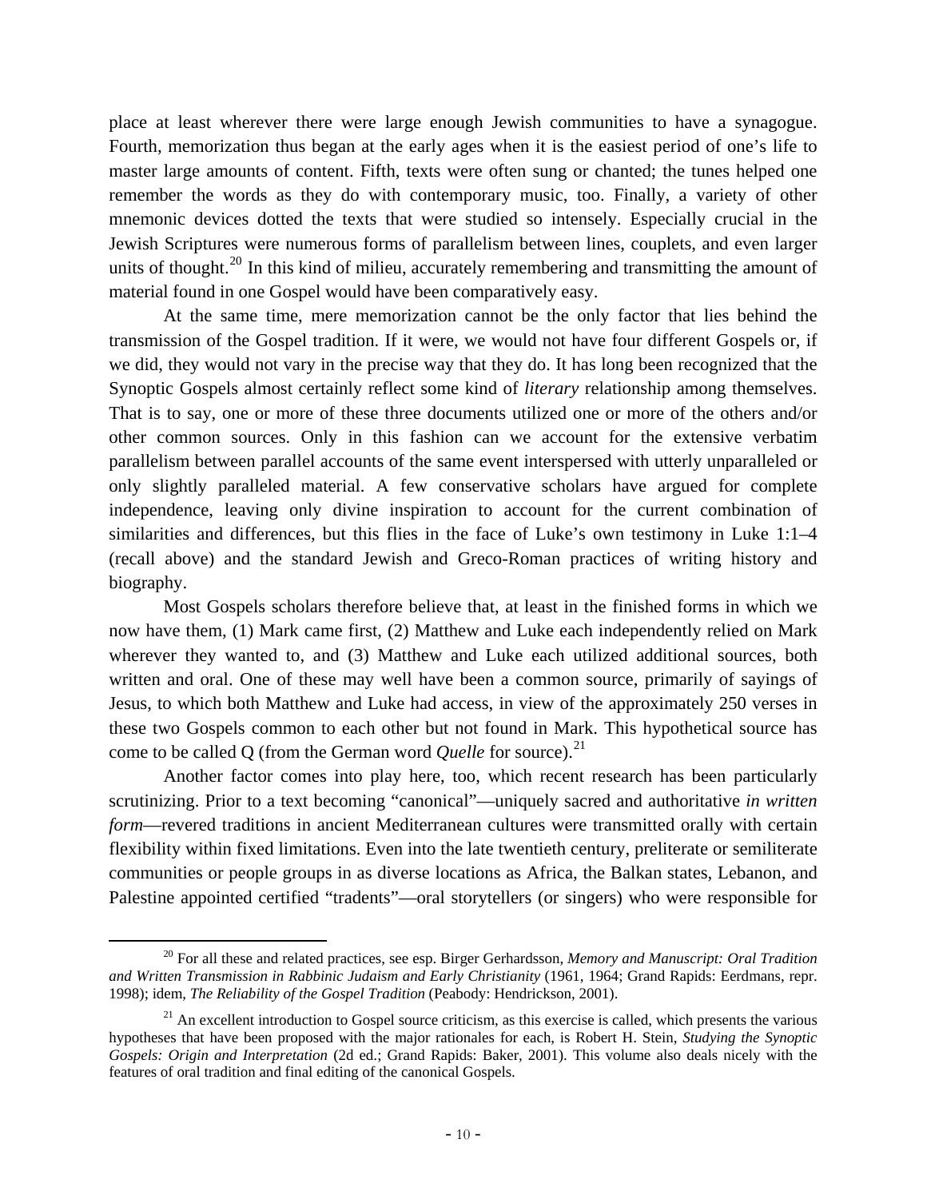place at least wherever there were large enough Jewish communities to have a synagogue. Fourth, memorization thus began at the early ages when it is the easiest period of one's life to master large amounts of content. Fifth, texts were often sung or chanted; the tunes helped one remember the words as they do with contemporary music, too. Finally, a variety of other mnemonic devices dotted the texts that were studied so intensely. Especially crucial in the Jewish Scriptures were numerous forms of parallelism between lines, couplets, and even larger units of thought.[20] In this kind of milieu, accurately remembering and transmitting the amount of material found in one Gospel would have been comparatively easy.

At the same time, mere memorization cannot be the only factor that lies behind the transmission of the Gospel tradition. If it were, we would not have four different Gospels or, if we did, they would not vary in the precise way that they do. It has long been recognized that the Synoptic Gospels almost certainly reflect some kind of *literary* relationship among themselves. That is to say, one or more of these three documents utilized one or more of the others and/or other common sources. Only in this fashion can we account for the extensive verbatim parallelism between parallel accounts of the same event interspersed with utterly unparalleled or only slightly paralleled material. A few conservative scholars have argued for complete independence, leaving only divine inspiration to account for the current combination of similarities and differences, but this flies in the face of Luke's own testimony in Luke 1:1–4 (recall above) and the standard Jewish and Greco-Roman practices of writing history and biography.

Most Gospels scholars therefore believe that, at least in the finished forms in which we now have them, (1) Mark came first, (2) Matthew and Luke each independently relied on Mark wherever they wanted to, and (3) Matthew and Luke each utilized additional sources, both written and oral. One of these may well have been a common source, primarily of sayings of Jesus, to which both Matthew and Luke had access, in view of the approximately 250 verses in these two Gospels common to each other but not found in Mark. This hypothetical source has come to be called Q (from the German word *Quelle* for source).[21]

Another factor comes into play here, too, which recent research has been particularly scrutinizing. Prior to a text becoming "canonical"—uniquely sacred and authoritative *in written form*—revered traditions in ancient Mediterranean cultures were transmitted orally with certain flexibility within fixed limitations. Even into the late twentieth century, preliterate or semiliterate communities or people groups in as diverse locations as Africa, the Balkan states, Lebanon, and Palestine appointed certified "tradents"—oral storytellers (or singers) who were responsible for

---

[20] For all these and related practices, see esp. Birger Gerhardsson, *Memory and Manuscript: Oral Tradition and Written Transmission in Rabbinic Judaism and Early Christianity* (1961, 1964; Grand Rapids: Eerdmans, repr. 1998); idem, *The Reliability of the Gospel Tradition* (Peabody: Hendrickson, 2001).

[21] An excellent introduction to Gospel source criticism, as this exercise is called, which presents the various hypotheses that have been proposed with the major rationales for each, is Robert H. Stein, *Studying the Synoptic Gospels: Origin and Interpretation* (2d ed.; Grand Rapids: Baker, 2001). This volume also deals nicely with the features of oral tradition and final editing of the canonical Gospels.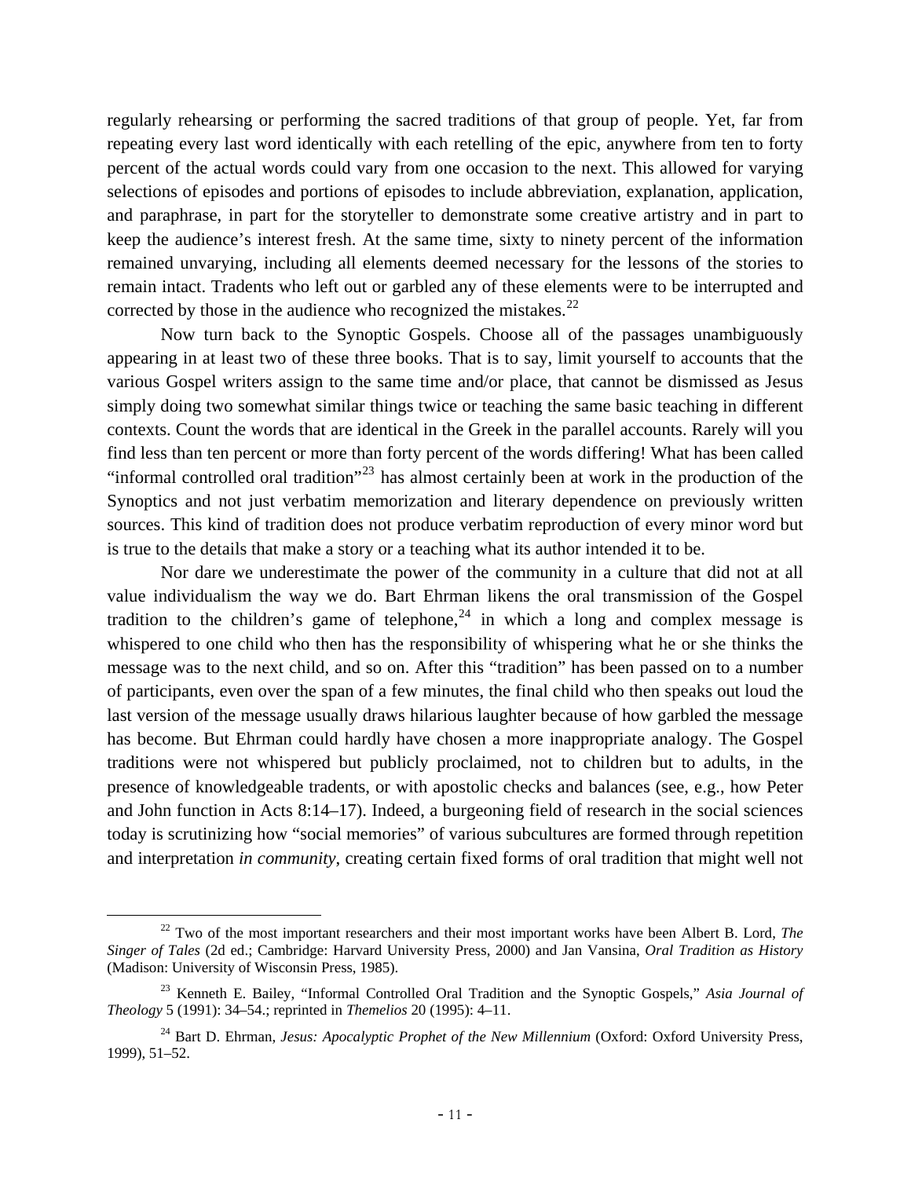regularly rehearsing or performing the sacred traditions of that group of people. Yet, far from repeating every last word identically with each retelling of the epic, anywhere from ten to forty percent of the actual words could vary from one occasion to the next. This allowed for varying selections of episodes and portions of episodes to include abbreviation, explanation, application, and paraphrase, in part for the storyteller to demonstrate some creative artistry and in part to keep the audience's interest fresh. At the same time, sixty to ninety percent of the information remained unvarying, including all elements deemed necessary for the lessons of the stories to remain intact. Tradents who left out or garbled any of these elements were to be interrupted and corrected by those in the audience who recognized the mistakes.[22]

Now turn back to the Synoptic Gospels. Choose all of the passages unambiguously appearing in at least two of these three books. That is to say, limit yourself to accounts that the various Gospel writers assign to the same time and/or place, that cannot be dismissed as Jesus simply doing two somewhat similar things twice or teaching the same basic teaching in different contexts. Count the words that are identical in the Greek in the parallel accounts. Rarely will you find less than ten percent or more than forty percent of the words differing! What has been called "informal controlled oral tradition"[23] has almost certainly been at work in the production of the Synoptics and not just verbatim memorization and literary dependence on previously written sources. This kind of tradition does not produce verbatim reproduction of every minor word but is true to the details that make a story or a teaching what its author intended it to be.

Nor dare we underestimate the power of the community in a culture that did not at all value individualism the way we do. Bart Ehrman likens the oral transmission of the Gospel tradition to the children's game of telephone,[24] in which a long and complex message is whispered to one child who then has the responsibility of whispering what he or she thinks the message was to the next child, and so on. After this "tradition" has been passed on to a number of participants, even over the span of a few minutes, the final child who then speaks out loud the last version of the message usually draws hilarious laughter because of how garbled the message has become. But Ehrman could hardly have chosen a more inappropriate analogy. The Gospel traditions were not whispered but publicly proclaimed, not to children but to adults, in the presence of knowledgeable tradents, or with apostolic checks and balances (see, e.g., how Peter and John function in Acts 8:14–17). Indeed, a burgeoning field of research in the social sciences today is scrutinizing how "social memories" of various subcultures are formed through repetition and interpretation *in community*, creating certain fixed forms of oral tradition that might well not

---

[22] Two of the most important researchers and their most important works have been Albert B. Lord, *The Singer of Tales* (2d ed.; Cambridge: Harvard University Press, 2000) and Jan Vansina, *Oral Tradition as History* (Madison: University of Wisconsin Press, 1985).

[23] Kenneth E. Bailey, "Informal Controlled Oral Tradition and the Synoptic Gospels," *Asia Journal of Theology* 5 (1991): 34–54.; reprinted in *Themelios* 20 (1995): 4–11.

[24] Bart D. Ehrman, *Jesus: Apocalyptic Prophet of the New Millennium* (Oxford: Oxford University Press, 1999), 51–52.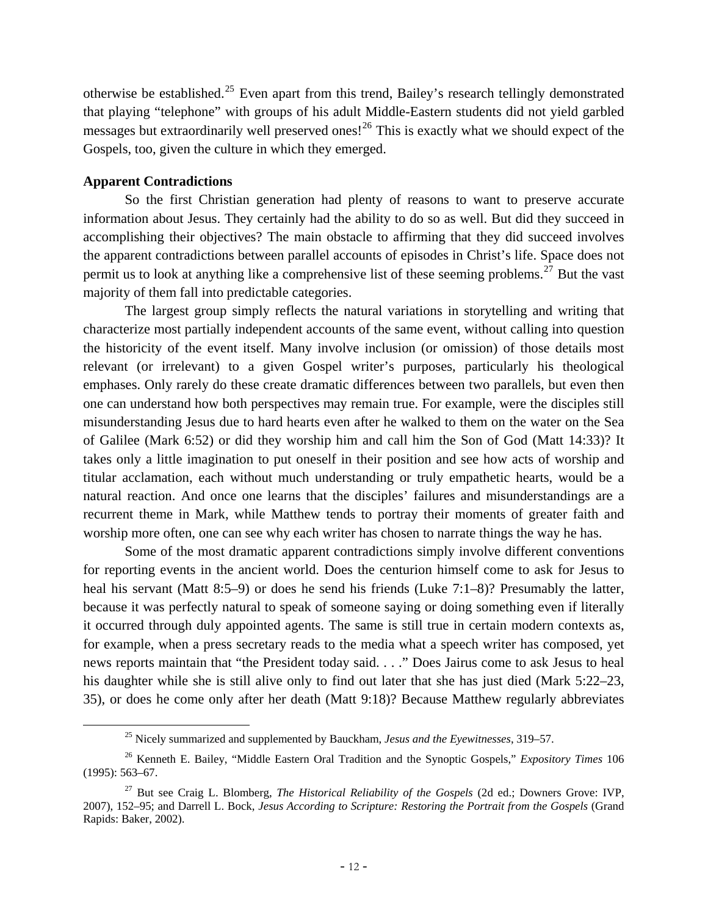otherwise be established.[25] Even apart from this trend, Bailey's research tellingly demonstrated that playing "telephone" with groups of his adult Middle-Eastern students did not yield garbled messages but extraordinarily well preserved ones![26] This is exactly what we should expect of the Gospels, too, given the culture in which they emerged.

**Apparent Contradictions**

So the first Christian generation had plenty of reasons to want to preserve accurate information about Jesus. They certainly had the ability to do so as well. But did they succeed in accomplishing their objectives? The main obstacle to affirming that they did succeed involves the apparent contradictions between parallel accounts of episodes in Christ's life. Space does not permit us to look at anything like a comprehensive list of these seeming problems.[27] But the vast majority of them fall into predictable categories.

The largest group simply reflects the natural variations in storytelling and writing that characterize most partially independent accounts of the same event, without calling into question the historicity of the event itself. Many involve inclusion (or omission) of those details most relevant (or irrelevant) to a given Gospel writer's purposes, particularly his theological emphases. Only rarely do these create dramatic differences between two parallels, but even then one can understand how both perspectives may remain true. For example, were the disciples still misunderstanding Jesus due to hard hearts even after he walked to them on the water on the Sea of Galilee (Mark 6:52) or did they worship him and call him the Son of God (Matt 14:33)? It takes only a little imagination to put oneself in their position and see how acts of worship and titular acclamation, each without much understanding or truly empathetic hearts, would be a natural reaction. And once one learns that the disciples' failures and misunderstandings are a recurrent theme in Mark, while Matthew tends to portray their moments of greater faith and worship more often, one can see why each writer has chosen to narrate things the way he has.

Some of the most dramatic apparent contradictions simply involve different conventions for reporting events in the ancient world. Does the centurion himself come to ask for Jesus to heal his servant (Matt 8:5–9) or does he send his friends (Luke 7:1–8)? Presumably the latter, because it was perfectly natural to speak of someone saying or doing something even if literally it occurred through duly appointed agents. The same is still true in certain modern contexts as, for example, when a press secretary reads to the media what a speech writer has composed, yet news reports maintain that "the President today said. . . ." Does Jairus come to ask Jesus to heal his daughter while she is still alive only to find out later that she has just died (Mark 5:22–23, 35), or does he come only after her death (Matt 9:18)? Because Matthew regularly abbreviates

---

[25] Nicely summarized and supplemented by Bauckham, *Jesus and the Eyewitnesses*, 319–57.

[26] Kenneth E. Bailey, "Middle Eastern Oral Tradition and the Synoptic Gospels," *Expository Times* 106 (1995): 563–67.

[27] But see Craig L. Blomberg, *The Historical Reliability of the Gospels* (2d ed.; Downers Grove: IVP, 2007), 152–95; and Darrell L. Bock, *Jesus According to Scripture: Restoring the Portrait from the Gospels* (Grand Rapids: Baker, 2002).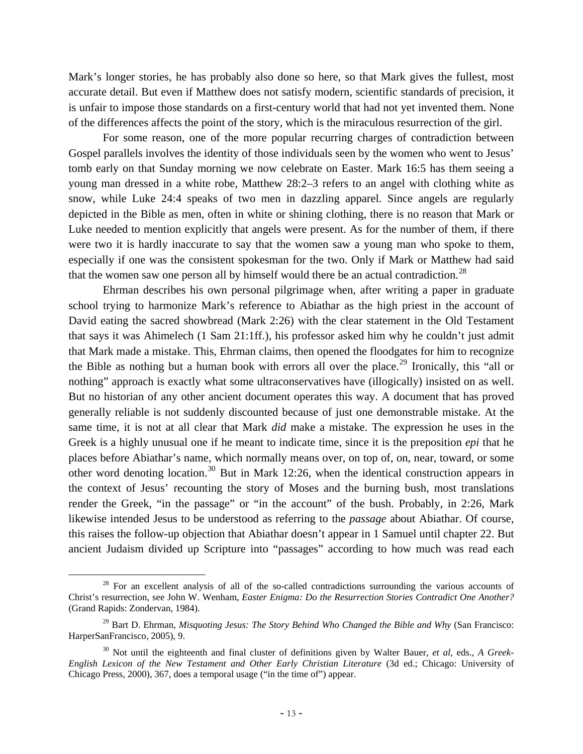Mark's longer stories, he has probably also done so here, so that Mark gives the fullest, most accurate detail. But even if Matthew does not satisfy modern, scientific standards of precision, it is unfair to impose those standards on a first-century world that had not yet invented them. None of the differences affects the point of the story, which is the miraculous resurrection of the girl.

For some reason, one of the more popular recurring charges of contradiction between Gospel parallels involves the identity of those individuals seen by the women who went to Jesus' tomb early on that Sunday morning we now celebrate on Easter. Mark 16:5 has them seeing a young man dressed in a white robe, Matthew 28:2–3 refers to an angel with clothing white as snow, while Luke 24:4 speaks of two men in dazzling apparel. Since angels are regularly depicted in the Bible as men, often in white or shining clothing, there is no reason that Mark or Luke needed to mention explicitly that angels were present. As for the number of them, if there were two it is hardly inaccurate to say that the women saw a young man who spoke to them, especially if one was the consistent spokesman for the two. Only if Mark or Matthew had said that the women saw one person all by himself would there be an actual contradiction.[28]

Ehrman describes his own personal pilgrimage when, after writing a paper in graduate school trying to harmonize Mark's reference to Abiathar as the high priest in the account of David eating the sacred showbread (Mark 2:26) with the clear statement in the Old Testament that says it was Ahimelech (1 Sam 21:1ff.), his professor asked him why he couldn't just admit that Mark made a mistake. This, Ehrman claims, then opened the floodgates for him to recognize the Bible as nothing but a human book with errors all over the place.[29] Ironically, this "all or nothing" approach is exactly what some ultraconservatives have (illogically) insisted on as well. But no historian of any other ancient document operates this way. A document that has proved generally reliable is not suddenly discounted because of just one demonstrable mistake. At the same time, it is not at all clear that Mark *did* make a mistake. The expression he uses in the Greek is a highly unusual one if he meant to indicate time, since it is the preposition *epi* that he places before Abiathar's name, which normally means over, on top of, on, near, toward, or some other word denoting location.[30] But in Mark 12:26, when the identical construction appears in the context of Jesus' recounting the story of Moses and the burning bush, most translations render the Greek, "in the passage" or "in the account" of the bush. Probably, in 2:26, Mark likewise intended Jesus to be understood as referring to the *passage* about Abiathar. Of course, this raises the follow-up objection that Abiathar doesn't appear in 1 Samuel until chapter 22. But ancient Judaism divided up Scripture into "passages" according to how much was read each

---

[28] For an excellent analysis of all of the so-called contradictions surrounding the various accounts of Christ's resurrection, see John W. Wenham, *Easter Enigma: Do the Resurrection Stories Contradict One Another?* (Grand Rapids: Zondervan, 1984).

[29] Bart D. Ehrman, *Misquoting Jesus: The Story Behind Who Changed the Bible and Why* (San Francisco: HarperSanFrancisco, 2005), 9.

[30] Not until the eighteenth and final cluster of definitions given by Walter Bauer, *et al*, eds., *A Greek-English Lexicon of the New Testament and Other Early Christian Literature* (3d ed.; Chicago: University of Chicago Press, 2000), 367, does a temporal usage ("in the time of") appear.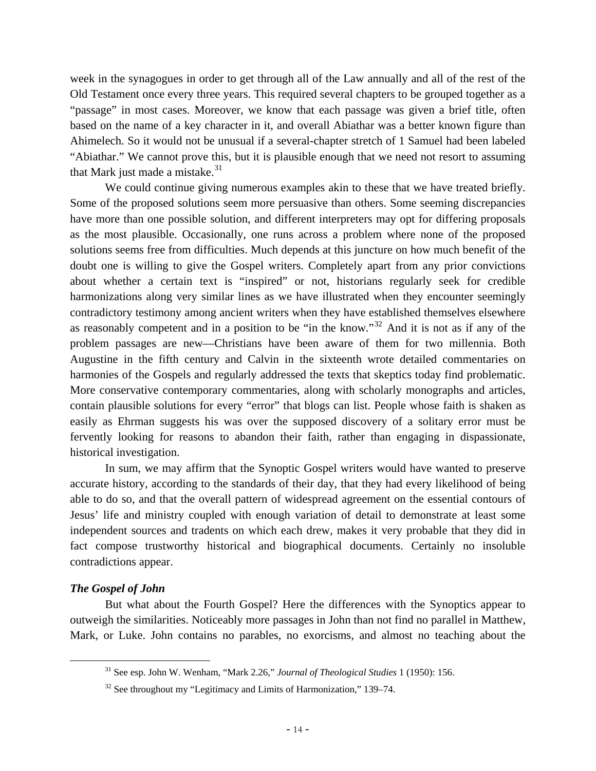week in the synagogues in order to get through all of the Law annually and all of the rest of the Old Testament once every three years. This required several chapters to be grouped together as a "passage" in most cases. Moreover, we know that each passage was given a brief title, often based on the name of a key character in it, and overall Abiathar was a better known figure than Ahimelech. So it would not be unusual if a several-chapter stretch of 1 Samuel had been labeled "Abiathar." We cannot prove this, but it is plausible enough that we need not resort to assuming that Mark just made a mistake.[31]

We could continue giving numerous examples akin to these that we have treated briefly. Some of the proposed solutions seem more persuasive than others. Some seeming discrepancies have more than one possible solution, and different interpreters may opt for differing proposals as the most plausible. Occasionally, one runs across a problem where none of the proposed solutions seems free from difficulties. Much depends at this juncture on how much benefit of the doubt one is willing to give the Gospel writers. Completely apart from any prior convictions about whether a certain text is "inspired" or not, historians regularly seek for credible harmonizations along very similar lines as we have illustrated when they encounter seemingly contradictory testimony among ancient writers when they have established themselves elsewhere as reasonably competent and in a position to be "in the know."[32] And it is not as if any of the problem passages are new—Christians have been aware of them for two millennia. Both Augustine in the fifth century and Calvin in the sixteenth wrote detailed commentaries on harmonies of the Gospels and regularly addressed the texts that skeptics today find problematic. More conservative contemporary commentaries, along with scholarly monographs and articles, contain plausible solutions for every "error" that blogs can list. People whose faith is shaken as easily as Ehrman suggests his was over the supposed discovery of a solitary error must be fervently looking for reasons to abandon their faith, rather than engaging in dispassionate, historical investigation.

In sum, we may affirm that the Synoptic Gospel writers would have wanted to preserve accurate history, according to the standards of their day, that they had every likelihood of being able to do so, and that the overall pattern of widespread agreement on the essential contours of Jesus' life and ministry coupled with enough variation of detail to demonstrate at least some independent sources and tradents on which each drew, makes it very probable that they did in fact compose trustworthy historical and biographical documents. Certainly no insoluble contradictions appear.

### *The Gospel of John*

But what about the Fourth Gospel? Here the differences with the Synoptics appear to outweigh the similarities. Noticeably more passages in John than not find no parallel in Matthew, Mark, or Luke. John contains no parables, no exorcisms, and almost no teaching about the

---

[31] See esp. John W. Wenham, "Mark 2.26," *Journal of Theological Studies* 1 (1950): 156.

[32] See throughout my "Legitimacy and Limits of Harmonization," 139–74.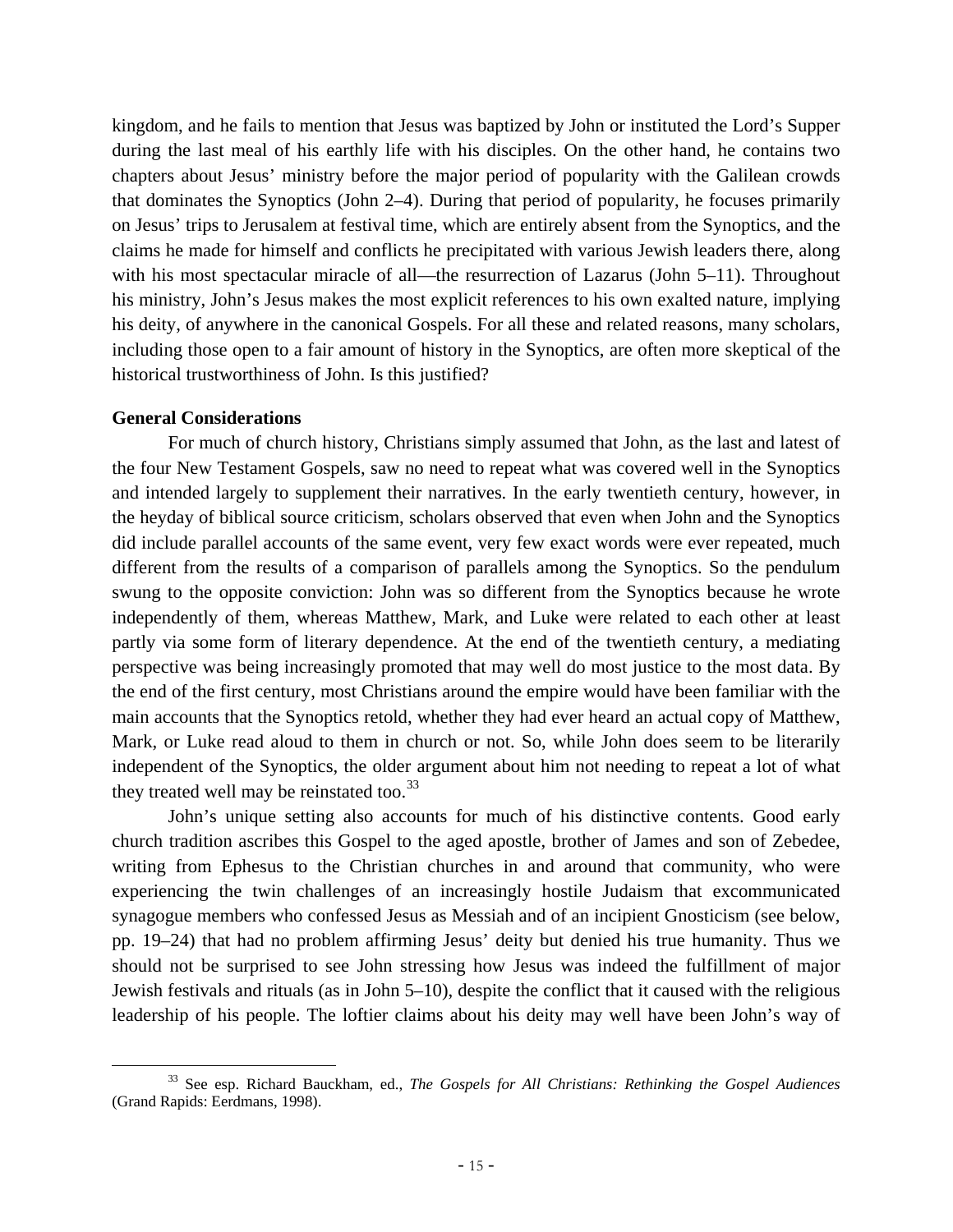kingdom, and he fails to mention that Jesus was baptized by John or instituted the Lord's Supper during the last meal of his earthly life with his disciples. On the other hand, he contains two chapters about Jesus' ministry before the major period of popularity with the Galilean crowds that dominates the Synoptics (John 2–4). During that period of popularity, he focuses primarily on Jesus' trips to Jerusalem at festival time, which are entirely absent from the Synoptics, and the claims he made for himself and conflicts he precipitated with various Jewish leaders there, along with his most spectacular miracle of all—the resurrection of Lazarus (John 5–11). Throughout his ministry, John's Jesus makes the most explicit references to his own exalted nature, implying his deity, of anywhere in the canonical Gospels. For all these and related reasons, many scholars, including those open to a fair amount of history in the Synoptics, are often more skeptical of the historical trustworthiness of John. Is this justified?

**General Considerations**

For much of church history, Christians simply assumed that John, as the last and latest of the four New Testament Gospels, saw no need to repeat what was covered well in the Synoptics and intended largely to supplement their narratives. In the early twentieth century, however, in the heyday of biblical source criticism, scholars observed that even when John and the Synoptics did include parallel accounts of the same event, very few exact words were ever repeated, much different from the results of a comparison of parallels among the Synoptics. So the pendulum swung to the opposite conviction: John was so different from the Synoptics because he wrote independently of them, whereas Matthew, Mark, and Luke were related to each other at least partly via some form of literary dependence. At the end of the twentieth century, a mediating perspective was being increasingly promoted that may well do most justice to the most data. By the end of the first century, most Christians around the empire would have been familiar with the main accounts that the Synoptics retold, whether they had ever heard an actual copy of Matthew, Mark, or Luke read aloud to them in church or not. So, while John does seem to be literarily independent of the Synoptics, the older argument about him not needing to repeat a lot of what they treated well may be reinstated too.[33]

John's unique setting also accounts for much of his distinctive contents. Good early church tradition ascribes this Gospel to the aged apostle, brother of James and son of Zebedee, writing from Ephesus to the Christian churches in and around that community, who were experiencing the twin challenges of an increasingly hostile Judaism that excommunicated synagogue members who confessed Jesus as Messiah and of an incipient Gnosticism (see below, pp. 19–24) that had no problem affirming Jesus' deity but denied his true humanity. Thus we should not be surprised to see John stressing how Jesus was indeed the fulfillment of major Jewish festivals and rituals (as in John 5–10), despite the conflict that it caused with the religious leadership of his people. The loftier claims about his deity may well have been John's way of

[33] See esp. Richard Bauckham, ed., *The Gospels for All Christians: Rethinking the Gospel Audiences* (Grand Rapids: Eerdmans, 1998).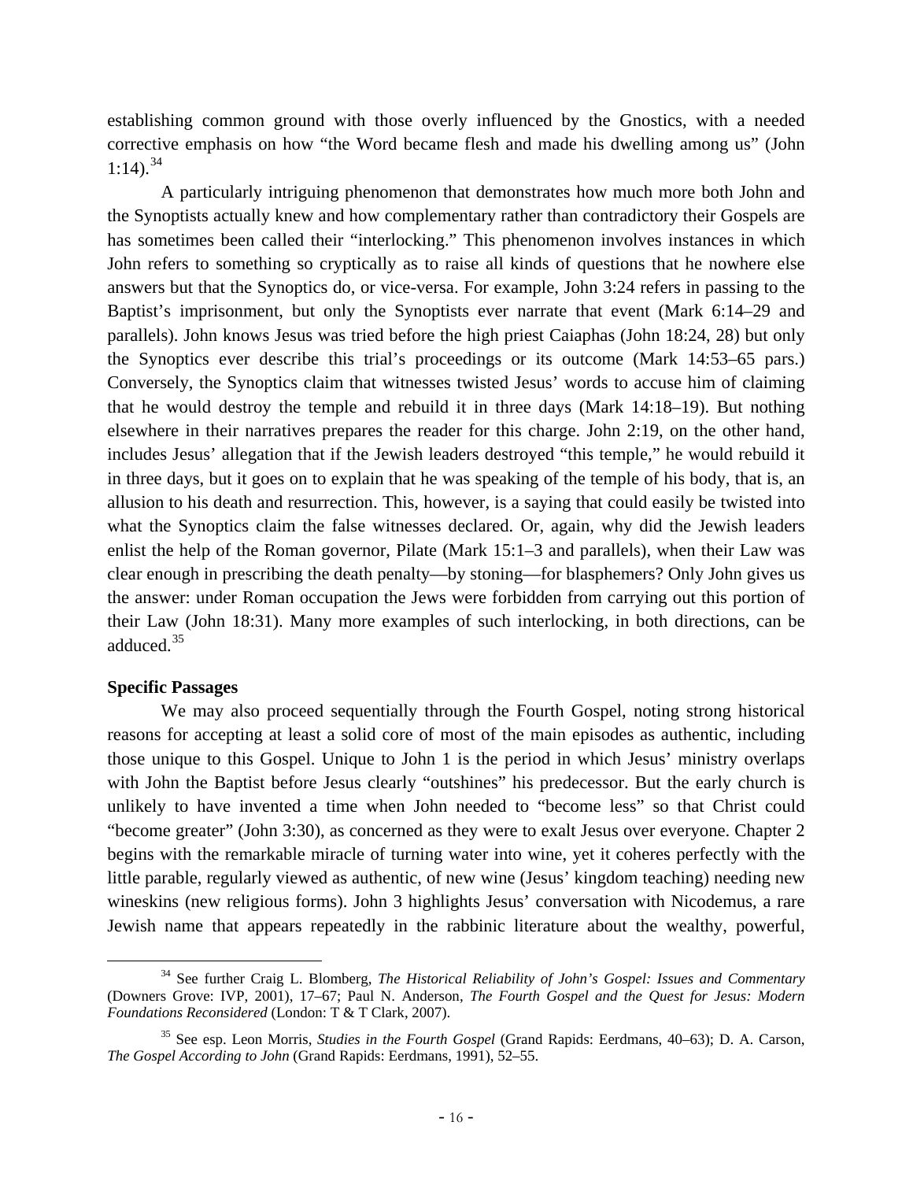establishing common ground with those overly influenced by the Gnostics, with a needed corrective emphasis on how "the Word became flesh and made his dwelling among us" (John 1:14).[34]

A particularly intriguing phenomenon that demonstrates how much more both John and the Synoptists actually knew and how complementary rather than contradictory their Gospels are has sometimes been called their "interlocking." This phenomenon involves instances in which John refers to something so cryptically as to raise all kinds of questions that he nowhere else answers but that the Synoptics do, or vice-versa. For example, John 3:24 refers in passing to the Baptist's imprisonment, but only the Synoptists ever narrate that event (Mark 6:14–29 and parallels). John knows Jesus was tried before the high priest Caiaphas (John 18:24, 28) but only the Synoptics ever describe this trial's proceedings or its outcome (Mark 14:53–65 pars.) Conversely, the Synoptics claim that witnesses twisted Jesus' words to accuse him of claiming that he would destroy the temple and rebuild it in three days (Mark 14:18–19). But nothing elsewhere in their narratives prepares the reader for this charge. John 2:19, on the other hand, includes Jesus' allegation that if the Jewish leaders destroyed "this temple," he would rebuild it in three days, but it goes on to explain that he was speaking of the temple of his body, that is, an allusion to his death and resurrection. This, however, is a saying that could easily be twisted into what the Synoptics claim the false witnesses declared. Or, again, why did the Jewish leaders enlist the help of the Roman governor, Pilate (Mark 15:1–3 and parallels), when their Law was clear enough in prescribing the death penalty—by stoning—for blasphemers? Only John gives us the answer: under Roman occupation the Jews were forbidden from carrying out this portion of their Law (John 18:31). Many more examples of such interlocking, in both directions, can be adduced.[35]

**Specific Passages**

We may also proceed sequentially through the Fourth Gospel, noting strong historical reasons for accepting at least a solid core of most of the main episodes as authentic, including those unique to this Gospel. Unique to John 1 is the period in which Jesus' ministry overlaps with John the Baptist before Jesus clearly "outshines" his predecessor. But the early church is unlikely to have invented a time when John needed to "become less" so that Christ could "become greater" (John 3:30), as concerned as they were to exalt Jesus over everyone. Chapter 2 begins with the remarkable miracle of turning water into wine, yet it coheres perfectly with the little parable, regularly viewed as authentic, of new wine (Jesus' kingdom teaching) needing new wineskins (new religious forms). John 3 highlights Jesus' conversation with Nicodemus, a rare Jewish name that appears repeatedly in the rabbinic literature about the wealthy, powerful,

---

[34] See further Craig L. Blomberg, *The Historical Reliability of John's Gospel: Issues and Commentary* (Downers Grove: IVP, 2001), 17–67; Paul N. Anderson, *The Fourth Gospel and the Quest for Jesus: Modern Foundations Reconsidered* (London: T & T Clark, 2007).

[35] See esp. Leon Morris, *Studies in the Fourth Gospel* (Grand Rapids: Eerdmans, 40–63); D. A. Carson, *The Gospel According to John* (Grand Rapids: Eerdmans, 1991), 52–55.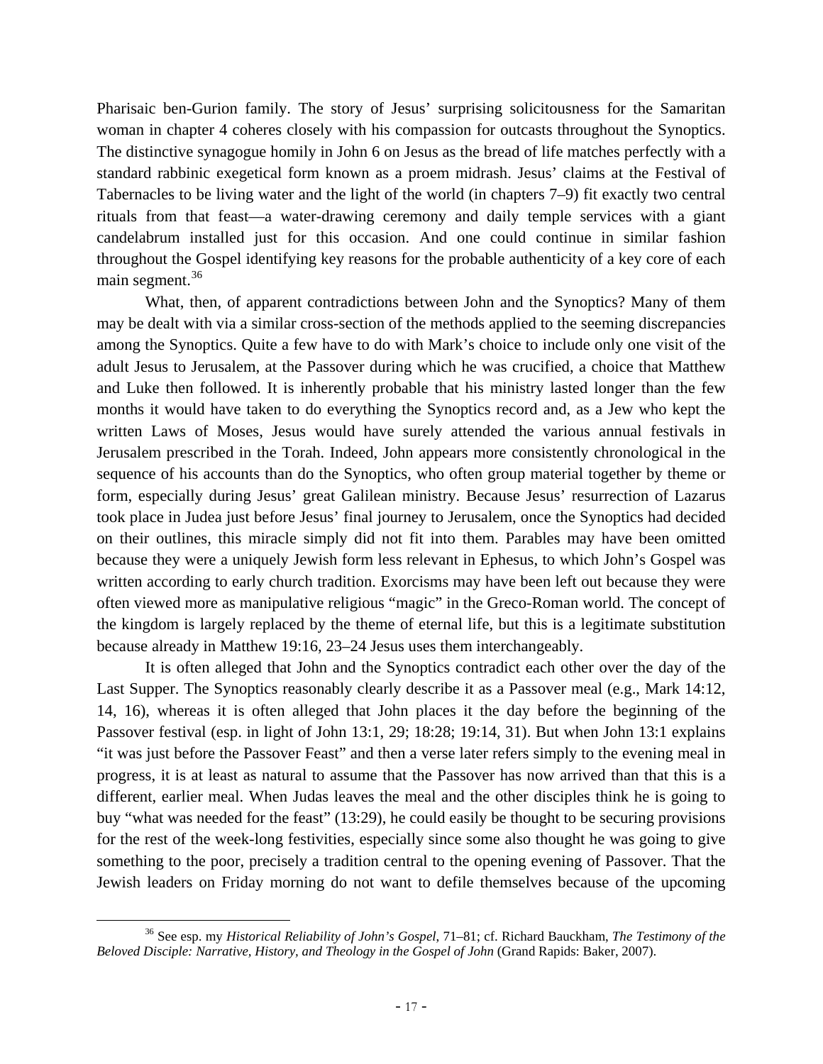Pharisaic ben-Gurion family. The story of Jesus' surprising solicitousness for the Samaritan woman in chapter 4 coheres closely with his compassion for outcasts throughout the Synoptics. The distinctive synagogue homily in John 6 on Jesus as the bread of life matches perfectly with a standard rabbinic exegetical form known as a proem midrash. Jesus' claims at the Festival of Tabernacles to be living water and the light of the world (in chapters 7–9) fit exactly two central rituals from that feast—a water-drawing ceremony and daily temple services with a giant candelabrum installed just for this occasion. And one could continue in similar fashion throughout the Gospel identifying key reasons for the probable authenticity of a key core of each main segment.[36]

What, then, of apparent contradictions between John and the Synoptics? Many of them may be dealt with via a similar cross-section of the methods applied to the seeming discrepancies among the Synoptics. Quite a few have to do with Mark's choice to include only one visit of the adult Jesus to Jerusalem, at the Passover during which he was crucified, a choice that Matthew and Luke then followed. It is inherently probable that his ministry lasted longer than the few months it would have taken to do everything the Synoptics record and, as a Jew who kept the written Laws of Moses, Jesus would have surely attended the various annual festivals in Jerusalem prescribed in the Torah. Indeed, John appears more consistently chronological in the sequence of his accounts than do the Synoptics, who often group material together by theme or form, especially during Jesus' great Galilean ministry. Because Jesus' resurrection of Lazarus took place in Judea just before Jesus' final journey to Jerusalem, once the Synoptics had decided on their outlines, this miracle simply did not fit into them. Parables may have been omitted because they were a uniquely Jewish form less relevant in Ephesus, to which John's Gospel was written according to early church tradition. Exorcisms may have been left out because they were often viewed more as manipulative religious "magic" in the Greco-Roman world. The concept of the kingdom is largely replaced by the theme of eternal life, but this is a legitimate substitution because already in Matthew 19:16, 23–24 Jesus uses them interchangeably.

It is often alleged that John and the Synoptics contradict each other over the day of the Last Supper. The Synoptics reasonably clearly describe it as a Passover meal (e.g., Mark 14:12, 14, 16), whereas it is often alleged that John places it the day before the beginning of the Passover festival (esp. in light of John 13:1, 29; 18:28; 19:14, 31). But when John 13:1 explains "it was just before the Passover Feast" and then a verse later refers simply to the evening meal in progress, it is at least as natural to assume that the Passover has now arrived than that this is a different, earlier meal. When Judas leaves the meal and the other disciples think he is going to buy "what was needed for the feast" (13:29), he could easily be thought to be securing provisions for the rest of the week-long festivities, especially since some also thought he was going to give something to the poor, precisely a tradition central to the opening evening of Passover. That the Jewish leaders on Friday morning do not want to defile themselves because of the upcoming

---

[36] See esp. my *Historical Reliability of John's Gospel*, 71–81; cf. Richard Bauckham, *The Testimony of the Beloved Disciple: Narrative, History, and Theology in the Gospel of John* (Grand Rapids: Baker, 2007).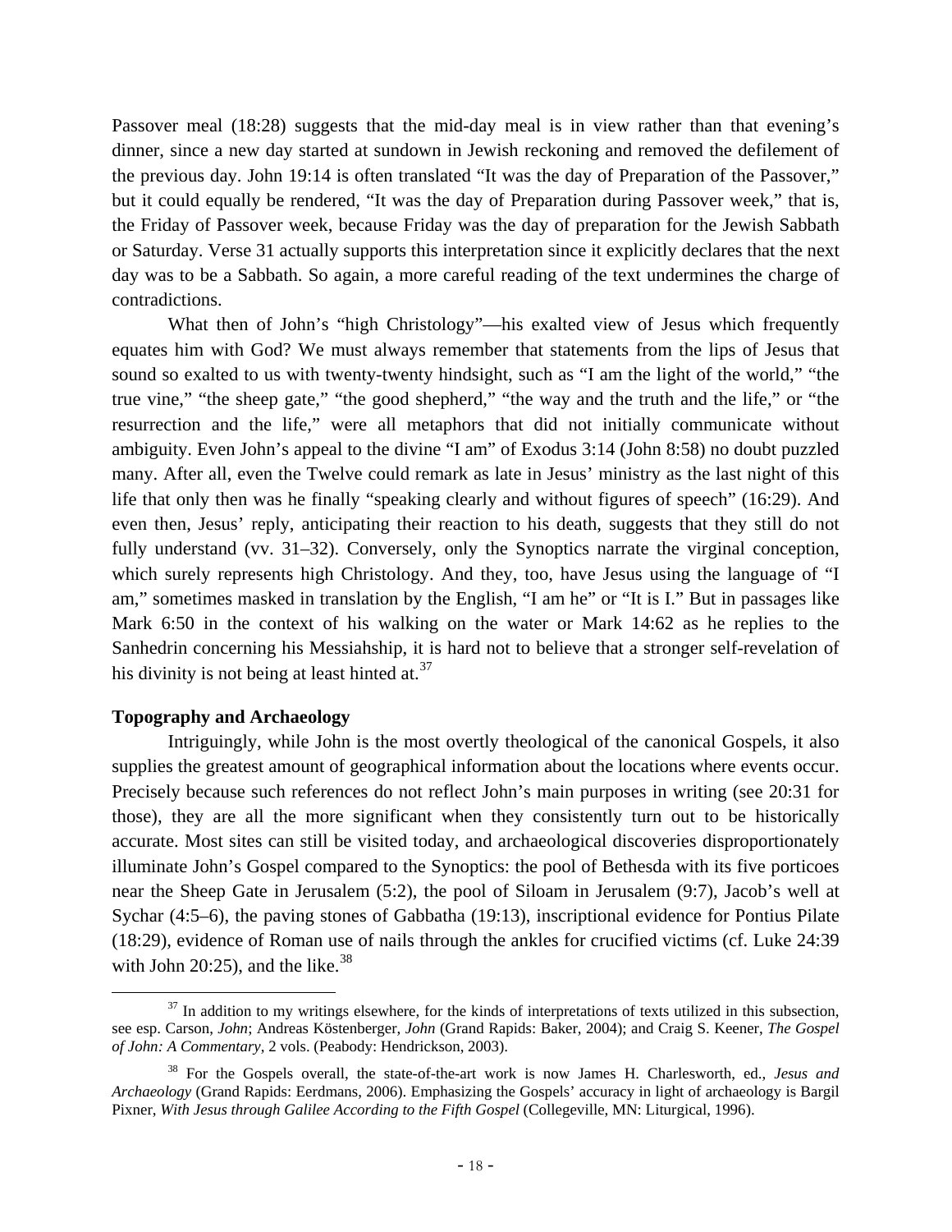Passover meal (18:28) suggests that the mid-day meal is in view rather than that evening's dinner, since a new day started at sundown in Jewish reckoning and removed the defilement of the previous day. John 19:14 is often translated "It was the day of Preparation of the Passover," but it could equally be rendered, "It was the day of Preparation during Passover week," that is, the Friday of Passover week, because Friday was the day of preparation for the Jewish Sabbath or Saturday. Verse 31 actually supports this interpretation since it explicitly declares that the next day was to be a Sabbath. So again, a more careful reading of the text undermines the charge of contradictions.

What then of John's "high Christology"—his exalted view of Jesus which frequently equates him with God? We must always remember that statements from the lips of Jesus that sound so exalted to us with twenty-twenty hindsight, such as "I am the light of the world," "the true vine," "the sheep gate," "the good shepherd," "the way and the truth and the life," or "the resurrection and the life," were all metaphors that did not initially communicate without ambiguity. Even John's appeal to the divine "I am" of Exodus 3:14 (John 8:58) no doubt puzzled many. After all, even the Twelve could remark as late in Jesus' ministry as the last night of this life that only then was he finally "speaking clearly and without figures of speech" (16:29). And even then, Jesus' reply, anticipating their reaction to his death, suggests that they still do not fully understand (vv. 31–32). Conversely, only the Synoptics narrate the virginal conception, which surely represents high Christology. And they, too, have Jesus using the language of "I am," sometimes masked in translation by the English, "I am he" or "It is I." But in passages like Mark 6:50 in the context of his walking on the water or Mark 14:62 as he replies to the Sanhedrin concerning his Messiahship, it is hard not to believe that a stronger self-revelation of his divinity is not being at least hinted at.[37]

**Topography and Archaeology**

Intriguingly, while John is the most overtly theological of the canonical Gospels, it also supplies the greatest amount of geographical information about the locations where events occur. Precisely because such references do not reflect John's main purposes in writing (see 20:31 for those), they are all the more significant when they consistently turn out to be historically accurate. Most sites can still be visited today, and archaeological discoveries disproportionately illuminate John's Gospel compared to the Synoptics: the pool of Bethesda with its five porticoes near the Sheep Gate in Jerusalem (5:2), the pool of Siloam in Jerusalem (9:7), Jacob's well at Sychar (4:5–6), the paving stones of Gabbatha (19:13), inscriptional evidence for Pontius Pilate (18:29), evidence of Roman use of nails through the ankles for crucified victims (cf. Luke 24:39 with John 20:25), and the like.[38]

---

[37] In addition to my writings elsewhere, for the kinds of interpretations of texts utilized in this subsection, see esp. Carson, *John*; Andreas Köstenberger, *John* (Grand Rapids: Baker, 2004); and Craig S. Keener, *The Gospel of John: A Commentary*, 2 vols. (Peabody: Hendrickson, 2003).

[38] For the Gospels overall, the state-of-the-art work is now James H. Charlesworth, ed., *Jesus and Archaeology* (Grand Rapids: Eerdmans, 2006). Emphasizing the Gospels' accuracy in light of archaeology is Bargil Pixner, *With Jesus through Galilee According to the Fifth Gospel* (Collegeville, MN: Liturgical, 1996).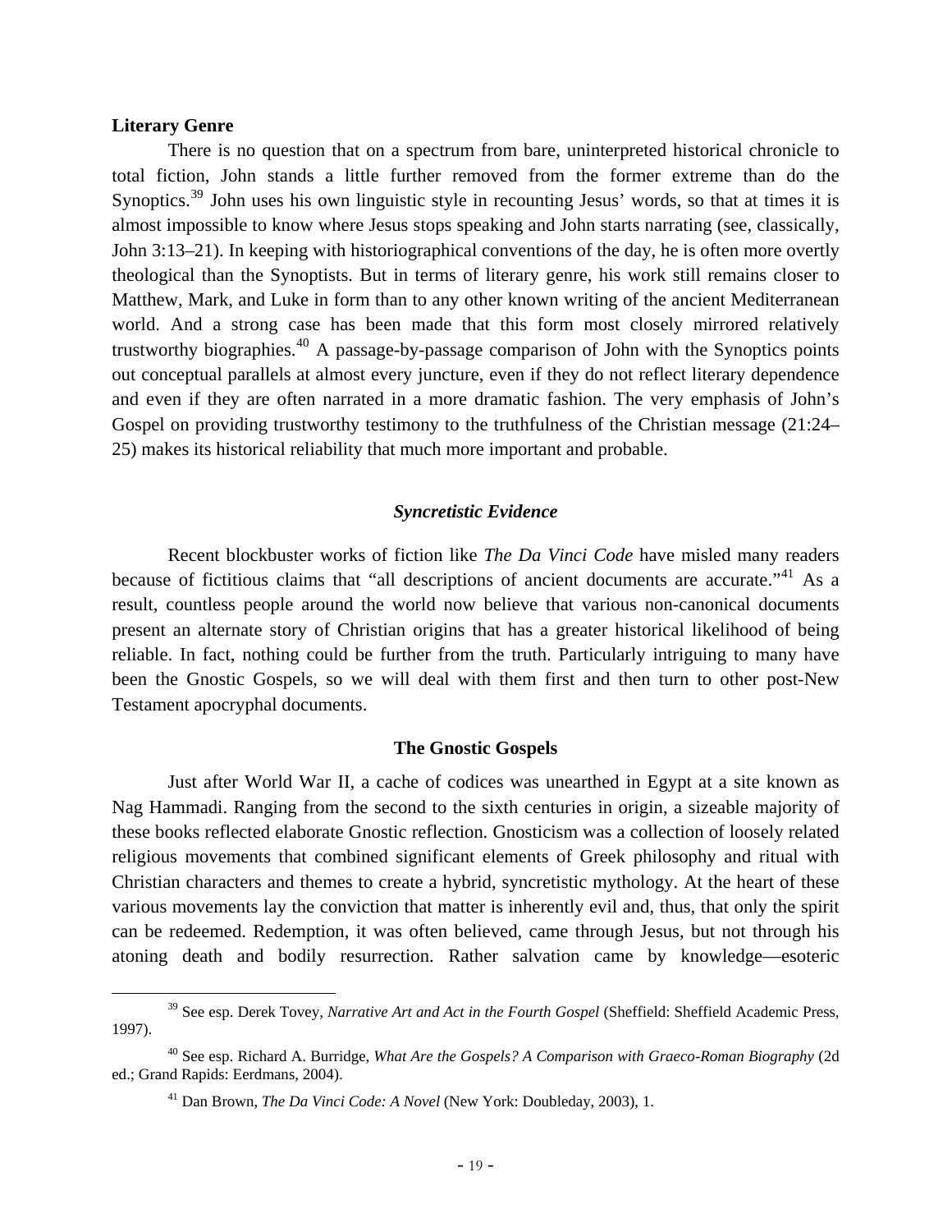**Literary Genre**

There is no question that on a spectrum from bare, uninterpreted historical chronicle to total fiction, John stands a little further removed from the former extreme than do the Synoptics.[39] John uses his own linguistic style in recounting Jesus' words, so that at times it is almost impossible to know where Jesus stops speaking and John starts narrating (see, classically, John 3:13–21). In keeping with historiographical conventions of the day, he is often more overtly theological than the Synoptists. But in terms of literary genre, his work still remains closer to Matthew, Mark, and Luke in form than to any other known writing of the ancient Mediterranean world. And a strong case has been made that this form most closely mirrored relatively trustworthy biographies.[40] A passage-by-passage comparison of John with the Synoptics points out conceptual parallels at almost every juncture, even if they do not reflect literary dependence and even if they are often narrated in a more dramatic fashion. The very emphasis of John's Gospel on providing trustworthy testimony to the truthfulness of the Christian message (21:24–25) makes its historical reliability that much more important and probable.

## *Syncretistic Evidence*

Recent blockbuster works of fiction like *The Da Vinci Code* have misled many readers because of fictitious claims that "all descriptions of ancient documents are accurate."[41] As a result, countless people around the world now believe that various non-canonical documents present an alternate story of Christian origins that has a greater historical likelihood of being reliable. In fact, nothing could be further from the truth. Particularly intriguing to many have been the Gnostic Gospels, so we will deal with them first and then turn to other post-New Testament apocryphal documents.

### The Gnostic Gospels

Just after World War II, a cache of codices was unearthed in Egypt at a site known as Nag Hammadi. Ranging from the second to the sixth centuries in origin, a sizeable majority of these books reflected elaborate Gnostic reflection. Gnosticism was a collection of loosely related religious movements that combined significant elements of Greek philosophy and ritual with Christian characters and themes to create a hybrid, syncretistic mythology. At the heart of these various movements lay the conviction that matter is inherently evil and, thus, that only the spirit can be redeemed. Redemption, it was often believed, came through Jesus, but not through his atoning death and bodily resurrection. Rather salvation came by knowledge—esoteric

---

[39] See esp. Derek Tovey, *Narrative Art and Act in the Fourth Gospel* (Sheffield: Sheffield Academic Press, 1997).

[40] See esp. Richard A. Burridge, *What Are the Gospels? A Comparison with Graeco-Roman Biography* (2d ed.; Grand Rapids: Eerdmans, 2004).

[41] Dan Brown, *The Da Vinci Code: A Novel* (New York: Doubleday, 2003), 1.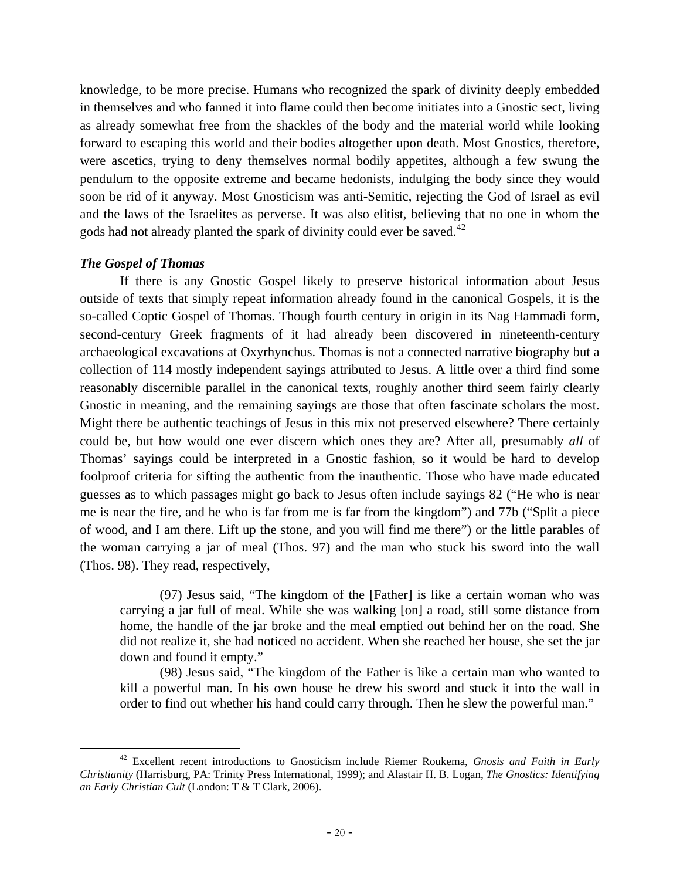knowledge, to be more precise. Humans who recognized the spark of divinity deeply embedded in themselves and who fanned it into flame could then become initiates into a Gnostic sect, living as already somewhat free from the shackles of the body and the material world while looking forward to escaping this world and their bodies altogether upon death. Most Gnostics, therefore, were ascetics, trying to deny themselves normal bodily appetites, although a few swung the pendulum to the opposite extreme and became hedonists, indulging the body since they would soon be rid of it anyway. Most Gnosticism was anti-Semitic, rejecting the God of Israel as evil and the laws of the Israelites as perverse. It was also elitist, believing that no one in whom the gods had not already planted the spark of divinity could ever be saved.[42]

### *The Gospel of Thomas*

If there is any Gnostic Gospel likely to preserve historical information about Jesus outside of texts that simply repeat information already found in the canonical Gospels, it is the so-called Coptic Gospel of Thomas. Though fourth century in origin in its Nag Hammadi form, second-century Greek fragments of it had already been discovered in nineteenth-century archaeological excavations at Oxyrhynchus. Thomas is not a connected narrative biography but a collection of 114 mostly independent sayings attributed to Jesus. A little over a third find some reasonably discernible parallel in the canonical texts, roughly another third seem fairly clearly Gnostic in meaning, and the remaining sayings are those that often fascinate scholars the most. Might there be authentic teachings of Jesus in this mix not preserved elsewhere? There certainly could be, but how would one ever discern which ones they are? After all, presumably *all* of Thomas' sayings could be interpreted in a Gnostic fashion, so it would be hard to develop foolproof criteria for sifting the authentic from the inauthentic. Those who have made educated guesses as to which passages might go back to Jesus often include sayings 82 ("He who is near me is near the fire, and he who is far from me is far from the kingdom") and 77b ("Split a piece of wood, and I am there. Lift up the stone, and you will find me there") or the little parables of the woman carrying a jar of meal (Thos. 97) and the man who stuck his sword into the wall (Thos. 98). They read, respectively,

> (97) Jesus said, "The kingdom of the [Father] is like a certain woman who was carrying a jar full of meal. While she was walking [on] a road, still some distance from home, the handle of the jar broke and the meal emptied out behind her on the road. She did not realize it, she had noticed no accident. When she reached her house, she set the jar down and found it empty."
>
> (98) Jesus said, "The kingdom of the Father is like a certain man who wanted to kill a powerful man. In his own house he drew his sword and stuck it into the wall in order to find out whether his hand could carry through. Then he slew the powerful man."

---

[42] Excellent recent introductions to Gnosticism include Riemer Roukema, *Gnosis and Faith in Early Christianity* (Harrisburg, PA: Trinity Press International, 1999); and Alastair H. B. Logan, *The Gnostics: Identifying an Early Christian Cult* (London: T & T Clark, 2006).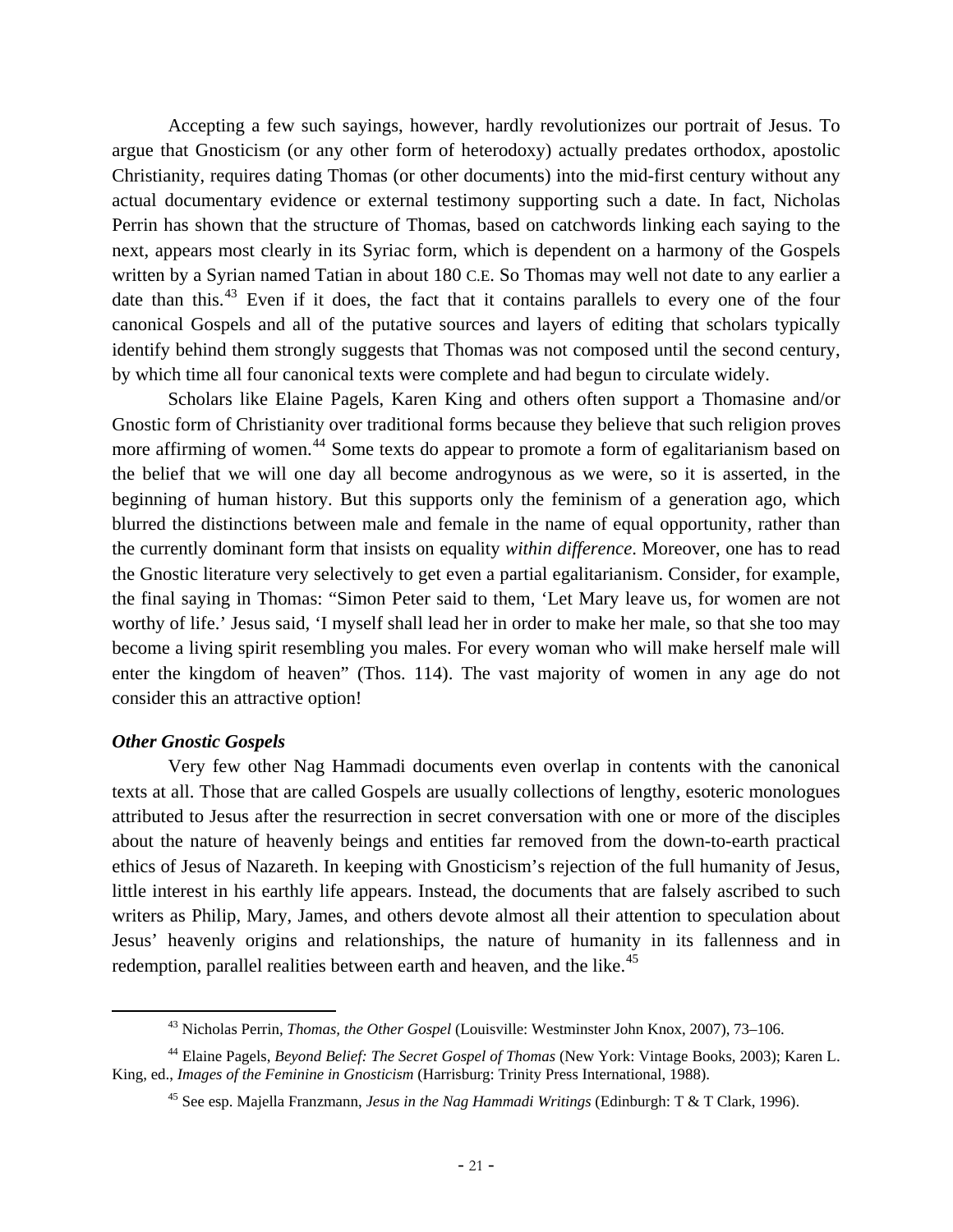Accepting a few such sayings, however, hardly revolutionizes our portrait of Jesus. To argue that Gnosticism (or any other form of heterodoxy) actually predates orthodox, apostolic Christianity, requires dating Thomas (or other documents) into the mid-first century without any actual documentary evidence or external testimony supporting such a date. In fact, Nicholas Perrin has shown that the structure of Thomas, based on catchwords linking each saying to the next, appears most clearly in its Syriac form, which is dependent on a harmony of the Gospels written by a Syrian named Tatian in about 180 C.E. So Thomas may well not date to any earlier a date than this.[43] Even if it does, the fact that it contains parallels to every one of the four canonical Gospels and all of the putative sources and layers of editing that scholars typically identify behind them strongly suggests that Thomas was not composed until the second century, by which time all four canonical texts were complete and had begun to circulate widely.

Scholars like Elaine Pagels, Karen King and others often support a Thomasine and/or Gnostic form of Christianity over traditional forms because they believe that such religion proves more affirming of women.[44] Some texts do appear to promote a form of egalitarianism based on the belief that we will one day all become androgynous as we were, so it is asserted, in the beginning of human history. But this supports only the feminism of a generation ago, which blurred the distinctions between male and female in the name of equal opportunity, rather than the currently dominant form that insists on equality *within difference*. Moreover, one has to read the Gnostic literature very selectively to get even a partial egalitarianism. Consider, for example, the final saying in Thomas: "Simon Peter said to them, 'Let Mary leave us, for women are not worthy of life.' Jesus said, 'I myself shall lead her in order to make her male, so that she too may become a living spirit resembling you males. For every woman who will make herself male will enter the kingdom of heaven" (Thos. 114). The vast majority of women in any age do not consider this an attractive option!

***Other Gnostic Gospels***

Very few other Nag Hammadi documents even overlap in contents with the canonical texts at all. Those that are called Gospels are usually collections of lengthy, esoteric monologues attributed to Jesus after the resurrection in secret conversation with one or more of the disciples about the nature of heavenly beings and entities far removed from the down-to-earth practical ethics of Jesus of Nazareth. In keeping with Gnosticism's rejection of the full humanity of Jesus, little interest in his earthly life appears. Instead, the documents that are falsely ascribed to such writers as Philip, Mary, James, and others devote almost all their attention to speculation about Jesus' heavenly origins and relationships, the nature of humanity in its fallenness and in redemption, parallel realities between earth and heaven, and the like.[45]

---

[43] Nicholas Perrin, *Thomas, the Other Gospel* (Louisville: Westminster John Knox, 2007), 73–106.

[44] Elaine Pagels, *Beyond Belief: The Secret Gospel of Thomas* (New York: Vintage Books, 2003); Karen L. King, ed., *Images of the Feminine in Gnosticism* (Harrisburg: Trinity Press International, 1988).

[45] See esp. Majella Franzmann, *Jesus in the Nag Hammadi Writings* (Edinburgh: T & T Clark, 1996).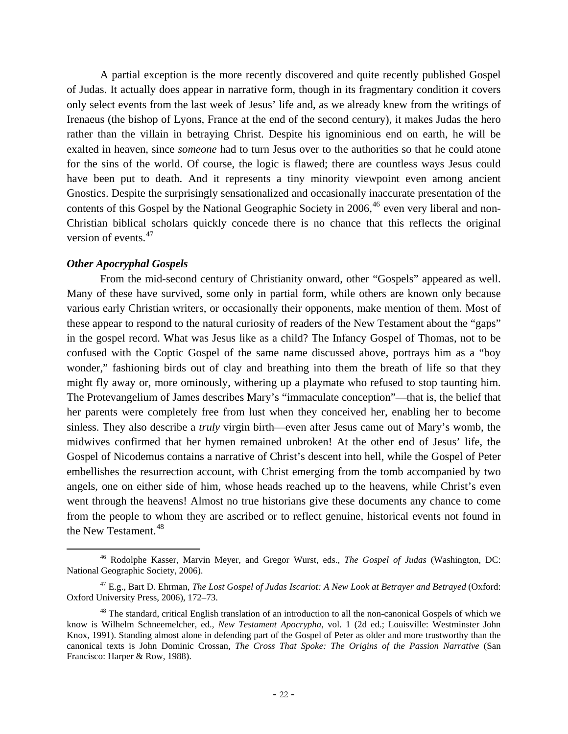A partial exception is the more recently discovered and quite recently published Gospel of Judas. It actually does appear in narrative form, though in its fragmentary condition it covers only select events from the last week of Jesus' life and, as we already knew from the writings of Irenaeus (the bishop of Lyons, France at the end of the second century), it makes Judas the hero rather than the villain in betraying Christ. Despite his ignominious end on earth, he will be exalted in heaven, since *someone* had to turn Jesus over to the authorities so that he could atone for the sins of the world. Of course, the logic is flawed; there are countless ways Jesus could have been put to death. And it represents a tiny minority viewpoint even among ancient Gnostics. Despite the surprisingly sensationalized and occasionally inaccurate presentation of the contents of this Gospel by the National Geographic Society in 2006,[46] even very liberal and non-Christian biblical scholars quickly concede there is no chance that this reflects the original version of events.[47]

***Other Apocryphal Gospels***

From the mid-second century of Christianity onward, other "Gospels" appeared as well. Many of these have survived, some only in partial form, while others are known only because various early Christian writers, or occasionally their opponents, make mention of them. Most of these appear to respond to the natural curiosity of readers of the New Testament about the "gaps" in the gospel record. What was Jesus like as a child? The Infancy Gospel of Thomas, not to be confused with the Coptic Gospel of the same name discussed above, portrays him as a "boy wonder," fashioning birds out of clay and breathing into them the breath of life so that they might fly away or, more ominously, withering up a playmate who refused to stop taunting him. The Protevangelium of James describes Mary's "immaculate conception"—that is, the belief that her parents were completely free from lust when they conceived her, enabling her to become sinless. They also describe a *truly* virgin birth—even after Jesus came out of Mary's womb, the midwives confirmed that her hymen remained unbroken! At the other end of Jesus' life, the Gospel of Nicodemus contains a narrative of Christ's descent into hell, while the Gospel of Peter embellishes the resurrection account, with Christ emerging from the tomb accompanied by two angels, one on either side of him, whose heads reached up to the heavens, while Christ's even went through the heavens! Almost no true historians give these documents any chance to come from the people to whom they are ascribed or to reflect genuine, historical events not found in the New Testament.[48]

---

[46] Rodolphe Kasser, Marvin Meyer, and Gregor Wurst, eds., *The Gospel of Judas* (Washington, DC: National Geographic Society, 2006).

[47] E.g., Bart D. Ehrman, *The Lost Gospel of Judas Iscariot: A New Look at Betrayer and Betrayed* (Oxford: Oxford University Press, 2006), 172–73.

[48] The standard, critical English translation of an introduction to all the non-canonical Gospels of which we know is Wilhelm Schneemelcher, ed., *New Testament Apocrypha*, vol. 1 (2d ed.; Louisville: Westminster John Knox, 1991). Standing almost alone in defending part of the Gospel of Peter as older and more trustworthy than the canonical texts is John Dominic Crossan, *The Cross That Spoke: The Origins of the Passion Narrative* (San Francisco: Harper & Row, 1988).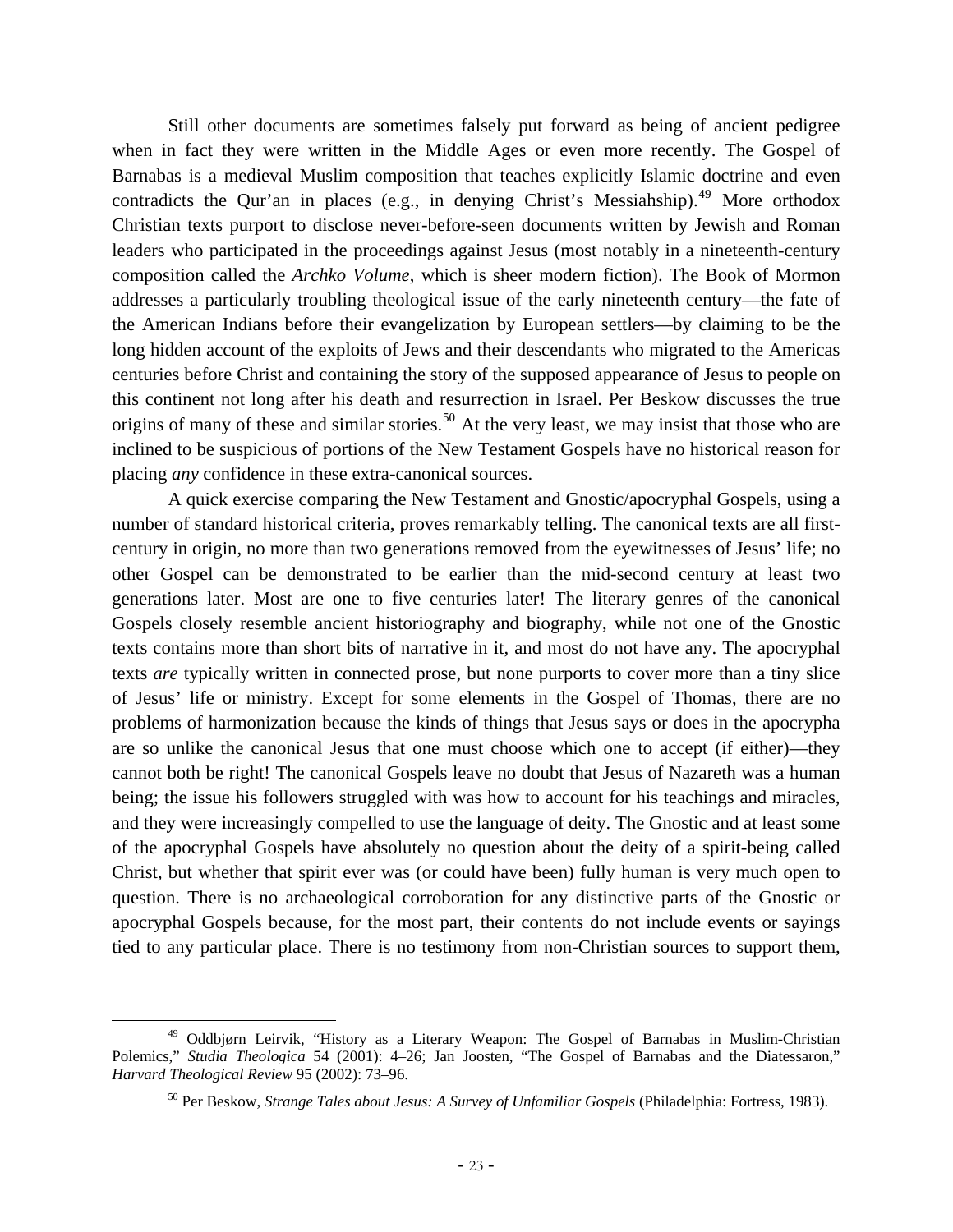Still other documents are sometimes falsely put forward as being of ancient pedigree when in fact they were written in the Middle Ages or even more recently. The Gospel of Barnabas is a medieval Muslim composition that teaches explicitly Islamic doctrine and even contradicts the Qur'an in places (e.g., in denying Christ's Messiahship).[49] More orthodox Christian texts purport to disclose never-before-seen documents written by Jewish and Roman leaders who participated in the proceedings against Jesus (most notably in a nineteenth-century composition called the *Archko Volume*, which is sheer modern fiction). The Book of Mormon addresses a particularly troubling theological issue of the early nineteenth century—the fate of the American Indians before their evangelization by European settlers—by claiming to be the long hidden account of the exploits of Jews and their descendants who migrated to the Americas centuries before Christ and containing the story of the supposed appearance of Jesus to people on this continent not long after his death and resurrection in Israel. Per Beskow discusses the true origins of many of these and similar stories.[50] At the very least, we may insist that those who are inclined to be suspicious of portions of the New Testament Gospels have no historical reason for placing *any* confidence in these extra-canonical sources.

A quick exercise comparing the New Testament and Gnostic/apocryphal Gospels, using a number of standard historical criteria, proves remarkably telling. The canonical texts are all first-century in origin, no more than two generations removed from the eyewitnesses of Jesus' life; no other Gospel can be demonstrated to be earlier than the mid-second century at least two generations later. Most are one to five centuries later! The literary genres of the canonical Gospels closely resemble ancient historiography and biography, while not one of the Gnostic texts contains more than short bits of narrative in it, and most do not have any. The apocryphal texts *are* typically written in connected prose, but none purports to cover more than a tiny slice of Jesus' life or ministry. Except for some elements in the Gospel of Thomas, there are no problems of harmonization because the kinds of things that Jesus says or does in the apocrypha are so unlike the canonical Jesus that one must choose which one to accept (if either)—they cannot both be right! The canonical Gospels leave no doubt that Jesus of Nazareth was a human being; the issue his followers struggled with was how to account for his teachings and miracles, and they were increasingly compelled to use the language of deity. The Gnostic and at least some of the apocryphal Gospels have absolutely no question about the deity of a spirit-being called Christ, but whether that spirit ever was (or could have been) fully human is very much open to question. There is no archaeological corroboration for any distinctive parts of the Gnostic or apocryphal Gospels because, for the most part, their contents do not include events or sayings tied to any particular place. There is no testimony from non-Christian sources to support them,

---

[49] Oddbjørn Leirvik, "History as a Literary Weapon: The Gospel of Barnabas in Muslim-Christian Polemics," *Studia Theologica* 54 (2001): 4–26; Jan Joosten, "The Gospel of Barnabas and the Diatessaron," *Harvard Theological Review* 95 (2002): 73–96.

[50] Per Beskow, *Strange Tales about Jesus: A Survey of Unfamiliar Gospels* (Philadelphia: Fortress, 1983).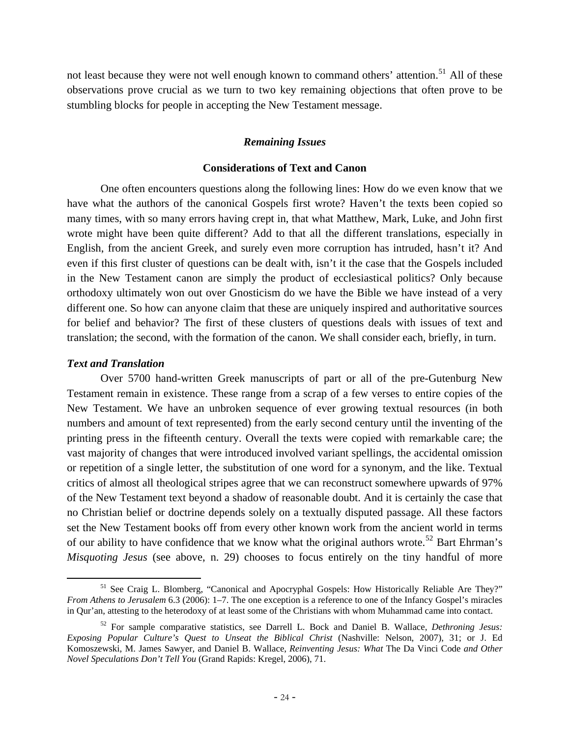not least because they were not well enough known to command others' attention.[51] All of these observations prove crucial as we turn to two key remaining objections that often prove to be stumbling blocks for people in accepting the New Testament message.

## *Remaining Issues*

### Considerations of Text and Canon

One often encounters questions along the following lines: How do we even know that we have what the authors of the canonical Gospels first wrote? Haven't the texts been copied so many times, with so many errors having crept in, that what Matthew, Mark, Luke, and John first wrote might have been quite different? Add to that all the different translations, especially in English, from the ancient Greek, and surely even more corruption has intruded, hasn't it? And even if this first cluster of questions can be dealt with, isn't it the case that the Gospels included in the New Testament canon are simply the product of ecclesiastical politics? Only because orthodoxy ultimately won out over Gnosticism do we have the Bible we have instead of a very different one. So how can anyone claim that these are uniquely inspired and authoritative sources for belief and behavior? The first of these clusters of questions deals with issues of text and translation; the second, with the formation of the canon. We shall consider each, briefly, in turn.

#### *Text and Translation*

Over 5700 hand-written Greek manuscripts of part or all of the pre-Gutenburg New Testament remain in existence. These range from a scrap of a few verses to entire copies of the New Testament. We have an unbroken sequence of ever growing textual resources (in both numbers and amount of text represented) from the early second century until the inventing of the printing press in the fifteenth century. Overall the texts were copied with remarkable care; the vast majority of changes that were introduced involved variant spellings, the accidental omission or repetition of a single letter, the substitution of one word for a synonym, and the like. Textual critics of almost all theological stripes agree that we can reconstruct somewhere upwards of 97% of the New Testament text beyond a shadow of reasonable doubt. And it is certainly the case that no Christian belief or doctrine depends solely on a textually disputed passage. All these factors set the New Testament books off from every other known work from the ancient world in terms of our ability to have confidence that we know what the original authors wrote.[52] Bart Ehrman's *Misquoting Jesus* (see above, n. 29) chooses to focus entirely on the tiny handful of more

---

[51] See Craig L. Blomberg, "Canonical and Apocryphal Gospels: How Historically Reliable Are They?" *From Athens to Jerusalem* 6.3 (2006): 1–7. The one exception is a reference to one of the Infancy Gospel's miracles in Qur'an, attesting to the heterodoxy of at least some of the Christians with whom Muhammad came into contact.

[52] For sample comparative statistics, see Darrell L. Bock and Daniel B. Wallace, *Dethroning Jesus: Exposing Popular Culture's Quest to Unseat the Biblical Christ* (Nashville: Nelson, 2007), 31; or J. Ed Komoszewski, M. James Sawyer, and Daniel B. Wallace, *Reinventing Jesus: What* The Da Vinci Code *and Other Novel Speculations Don't Tell You* (Grand Rapids: Kregel, 2006), 71.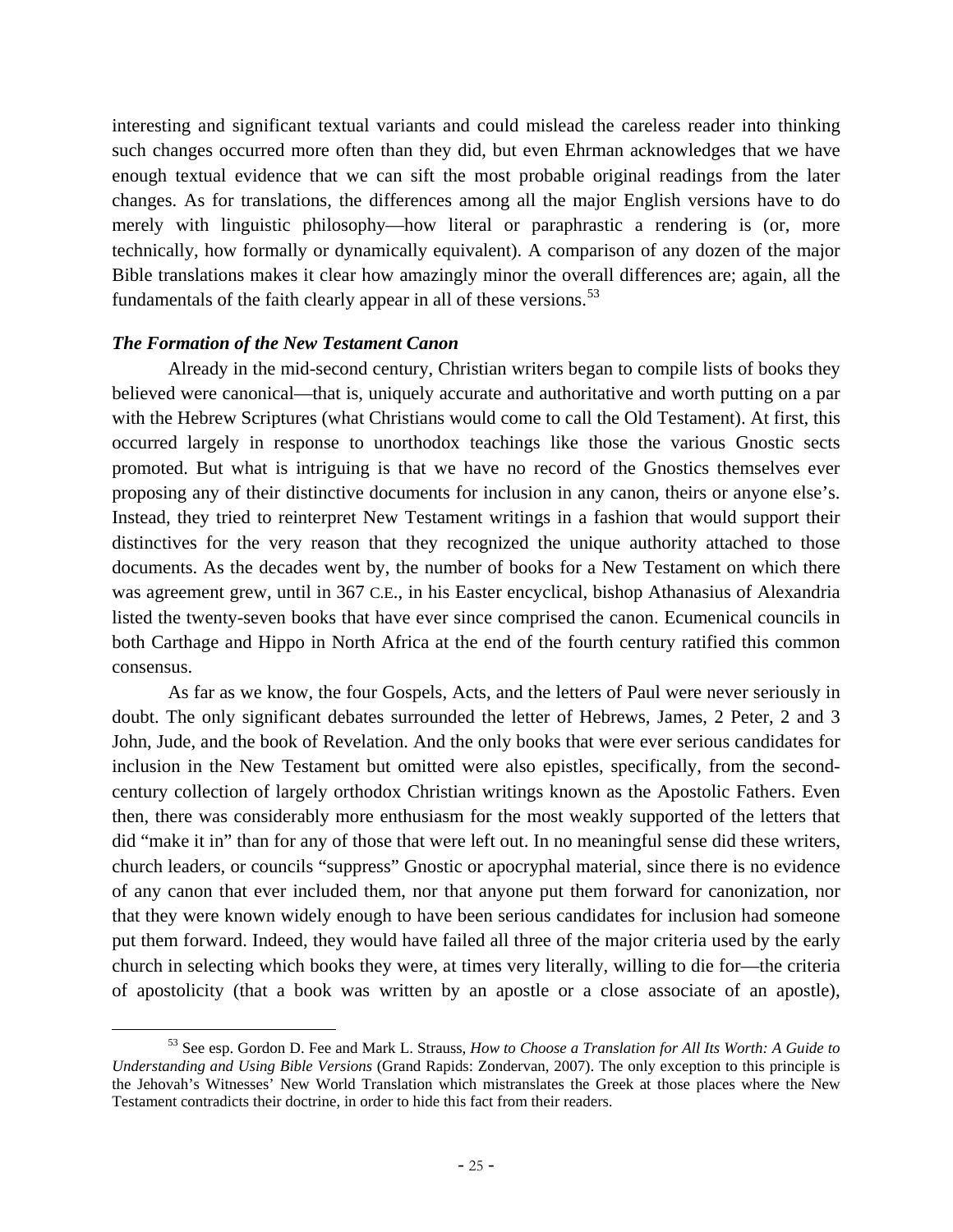interesting and significant textual variants and could mislead the careless reader into thinking such changes occurred more often than they did, but even Ehrman acknowledges that we have enough textual evidence that we can sift the most probable original readings from the later changes. As for translations, the differences among all the major English versions have to do merely with linguistic philosophy—how literal or paraphrastic a rendering is (or, more technically, how formally or dynamically equivalent). A comparison of any dozen of the major Bible translations makes it clear how amazingly minor the overall differences are; again, all the fundamentals of the faith clearly appear in all of these versions.[53]

### *The Formation of the New Testament Canon*

Already in the mid-second century, Christian writers began to compile lists of books they believed were canonical—that is, uniquely accurate and authoritative and worth putting on a par with the Hebrew Scriptures (what Christians would come to call the Old Testament). At first, this occurred largely in response to unorthodox teachings like those the various Gnostic sects promoted. But what is intriguing is that we have no record of the Gnostics themselves ever proposing any of their distinctive documents for inclusion in any canon, theirs or anyone else's. Instead, they tried to reinterpret New Testament writings in a fashion that would support their distinctives for the very reason that they recognized the unique authority attached to those documents. As the decades went by, the number of books for a New Testament on which there was agreement grew, until in 367 C.E., in his Easter encyclical, bishop Athanasius of Alexandria listed the twenty-seven books that have ever since comprised the canon. Ecumenical councils in both Carthage and Hippo in North Africa at the end of the fourth century ratified this common consensus.

As far as we know, the four Gospels, Acts, and the letters of Paul were never seriously in doubt. The only significant debates surrounded the letter of Hebrews, James, 2 Peter, 2 and 3 John, Jude, and the book of Revelation. And the only books that were ever serious candidates for inclusion in the New Testament but omitted were also epistles, specifically, from the second-century collection of largely orthodox Christian writings known as the Apostolic Fathers. Even then, there was considerably more enthusiasm for the most weakly supported of the letters that did "make it in" than for any of those that were left out. In no meaningful sense did these writers, church leaders, or councils "suppress" Gnostic or apocryphal material, since there is no evidence of any canon that ever included them, nor that anyone put them forward for canonization, nor that they were known widely enough to have been serious candidates for inclusion had someone put them forward. Indeed, they would have failed all three of the major criteria used by the early church in selecting which books they were, at times very literally, willing to die for—the criteria of apostolicity (that a book was written by an apostle or a close associate of an apostle),

---

[53] See esp. Gordon D. Fee and Mark L. Strauss, *How to Choose a Translation for All Its Worth: A Guide to Understanding and Using Bible Versions* (Grand Rapids: Zondervan, 2007). The only exception to this principle is the Jehovah's Witnesses' New World Translation which mistranslates the Greek at those places where the New Testament contradicts their doctrine, in order to hide this fact from their readers.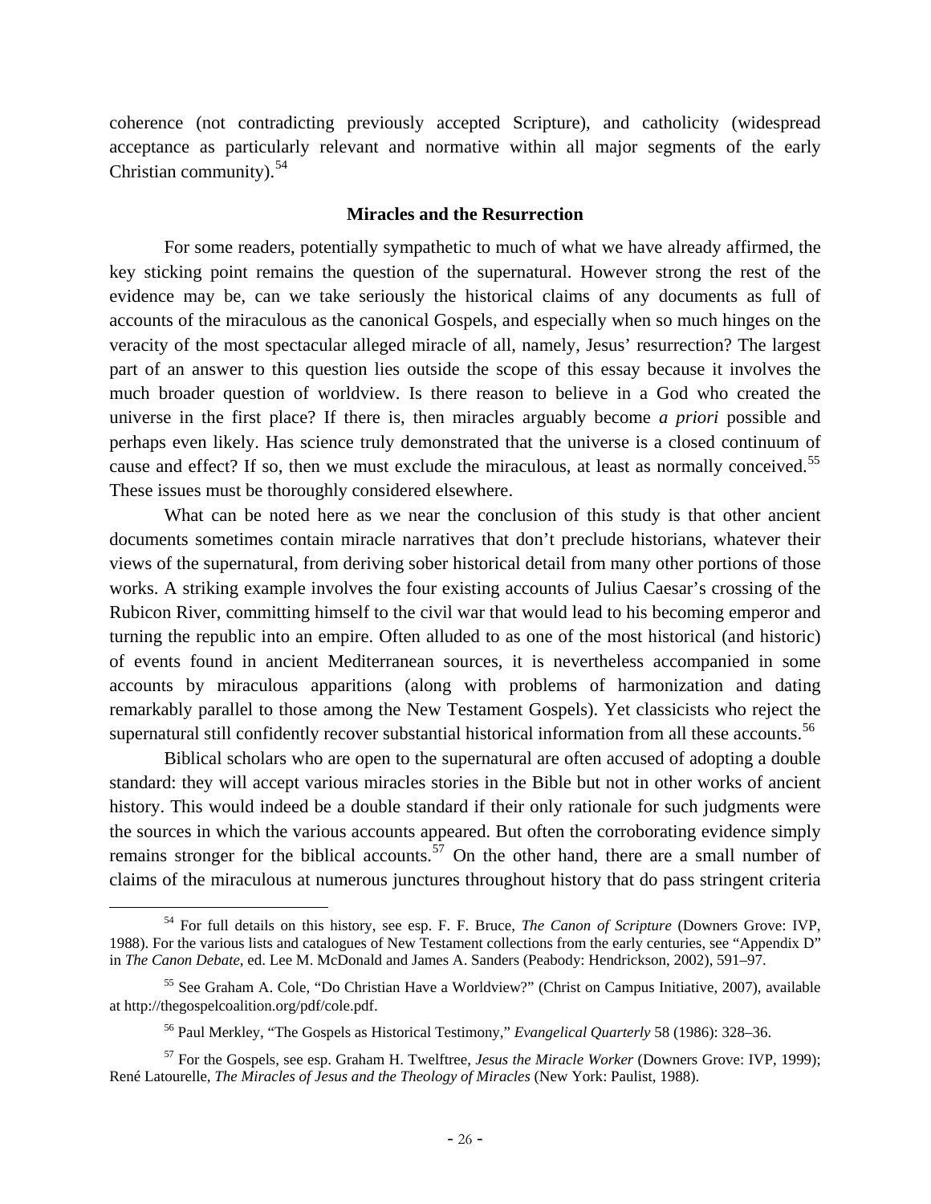coherence (not contradicting previously accepted Scripture), and catholicity (widespread acceptance as particularly relevant and normative within all major segments of the early Christian community).[54]

### Miracles and the Resurrection

For some readers, potentially sympathetic to much of what we have already affirmed, the key sticking point remains the question of the supernatural. However strong the rest of the evidence may be, can we take seriously the historical claims of any documents as full of accounts of the miraculous as the canonical Gospels, and especially when so much hinges on the veracity of the most spectacular alleged miracle of all, namely, Jesus' resurrection? The largest part of an answer to this question lies outside the scope of this essay because it involves the much broader question of worldview. Is there reason to believe in a God who created the universe in the first place? If there is, then miracles arguably become *a priori* possible and perhaps even likely. Has science truly demonstrated that the universe is a closed continuum of cause and effect? If so, then we must exclude the miraculous, at least as normally conceived.[55] These issues must be thoroughly considered elsewhere.

What can be noted here as we near the conclusion of this study is that other ancient documents sometimes contain miracle narratives that don't preclude historians, whatever their views of the supernatural, from deriving sober historical detail from many other portions of those works. A striking example involves the four existing accounts of Julius Caesar's crossing of the Rubicon River, committing himself to the civil war that would lead to his becoming emperor and turning the republic into an empire. Often alluded to as one of the most historical (and historic) of events found in ancient Mediterranean sources, it is nevertheless accompanied in some accounts by miraculous apparitions (along with problems of harmonization and dating remarkably parallel to those among the New Testament Gospels). Yet classicists who reject the supernatural still confidently recover substantial historical information from all these accounts.[56]

Biblical scholars who are open to the supernatural are often accused of adopting a double standard: they will accept various miracles stories in the Bible but not in other works of ancient history. This would indeed be a double standard if their only rationale for such judgments were the sources in which the various accounts appeared. But often the corroborating evidence simply remains stronger for the biblical accounts.[57] On the other hand, there are a small number of claims of the miraculous at numerous junctures throughout history that do pass stringent criteria

---

[54] For full details on this history, see esp. F. F. Bruce, *The Canon of Scripture* (Downers Grove: IVP, 1988). For the various lists and catalogues of New Testament collections from the early centuries, see "Appendix D" in *The Canon Debate*, ed. Lee M. McDonald and James A. Sanders (Peabody: Hendrickson, 2002), 591–97.

[55] See Graham A. Cole, "Do Christian Have a Worldview?" (Christ on Campus Initiative, 2007), available at http://thegospelcoalition.org/pdf/cole.pdf.

[56] Paul Merkley, "The Gospels as Historical Testimony," *Evangelical Quarterly* 58 (1986): 328–36.

[57] For the Gospels, see esp. Graham H. Twelftree, *Jesus the Miracle Worker* (Downers Grove: IVP, 1999); René Latourelle, *The Miracles of Jesus and the Theology of Miracles* (New York: Paulist, 1988).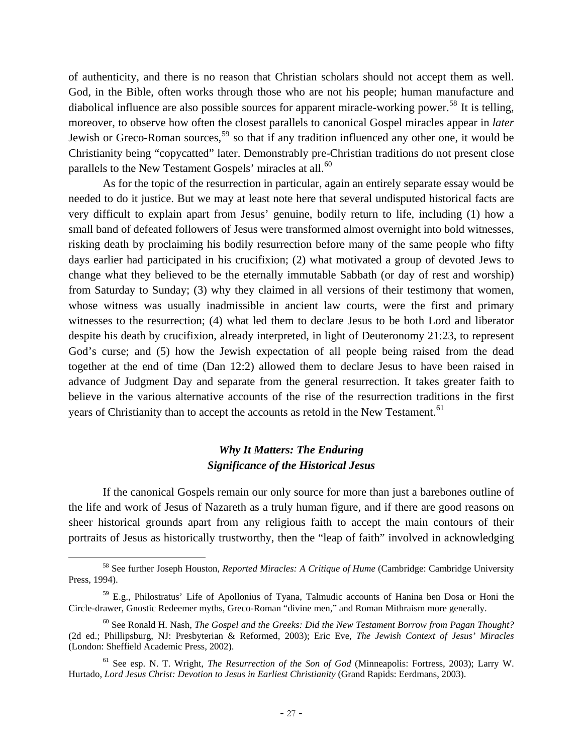of authenticity, and there is no reason that Christian scholars should not accept them as well. God, in the Bible, often works through those who are not his people; human manufacture and diabolical influence are also possible sources for apparent miracle-working power.[58] It is telling, moreover, to observe how often the closest parallels to canonical Gospel miracles appear in *later* Jewish or Greco-Roman sources,[59] so that if any tradition influenced any other one, it would be Christianity being "copycatted" later. Demonstrably pre-Christian traditions do not present close parallels to the New Testament Gospels' miracles at all.[60]

As for the topic of the resurrection in particular, again an entirely separate essay would be needed to do it justice. But we may at least note here that several undisputed historical facts are very difficult to explain apart from Jesus' genuine, bodily return to life, including (1) how a small band of defeated followers of Jesus were transformed almost overnight into bold witnesses, risking death by proclaiming his bodily resurrection before many of the same people who fifty days earlier had participated in his crucifixion; (2) what motivated a group of devoted Jews to change what they believed to be the eternally immutable Sabbath (or day of rest and worship) from Saturday to Sunday; (3) why they claimed in all versions of their testimony that women, whose witness was usually inadmissible in ancient law courts, were the first and primary witnesses to the resurrection; (4) what led them to declare Jesus to be both Lord and liberator despite his death by crucifixion, already interpreted, in light of Deuteronomy 21:23, to represent God's curse; and (5) how the Jewish expectation of all people being raised from the dead together at the end of time (Dan 12:2) allowed them to declare Jesus to have been raised in advance of Judgment Day and separate from the general resurrection. It takes greater faith to believe in the various alternative accounts of the rise of the resurrection traditions in the first years of Christianity than to accept the accounts as retold in the New Testament.[61]

## *Why It Matters: The Enduring Significance of the Historical Jesus*

If the canonical Gospels remain our only source for more than just a barebones outline of the life and work of Jesus of Nazareth as a truly human figure, and if there are good reasons on sheer historical grounds apart from any religious faith to accept the main contours of their portraits of Jesus as historically trustworthy, then the "leap of faith" involved in acknowledging

---

[58] See further Joseph Houston, *Reported Miracles: A Critique of Hume* (Cambridge: Cambridge University Press, 1994).

[59] E.g., Philostratus' Life of Apollonius of Tyana, Talmudic accounts of Hanina ben Dosa or Honi the Circle-drawer, Gnostic Redeemer myths, Greco-Roman "divine men," and Roman Mithraism more generally.

[60] See Ronald H. Nash, *The Gospel and the Greeks: Did the New Testament Borrow from Pagan Thought?* (2d ed.; Phillipsburg, NJ: Presbyterian & Reformed, 2003); Eric Eve, *The Jewish Context of Jesus' Miracles* (London: Sheffield Academic Press, 2002).

[61] See esp. N. T. Wright, *The Resurrection of the Son of God* (Minneapolis: Fortress, 2003); Larry W. Hurtado, *Lord Jesus Christ: Devotion to Jesus in Earliest Christianity* (Grand Rapids: Eerdmans, 2003).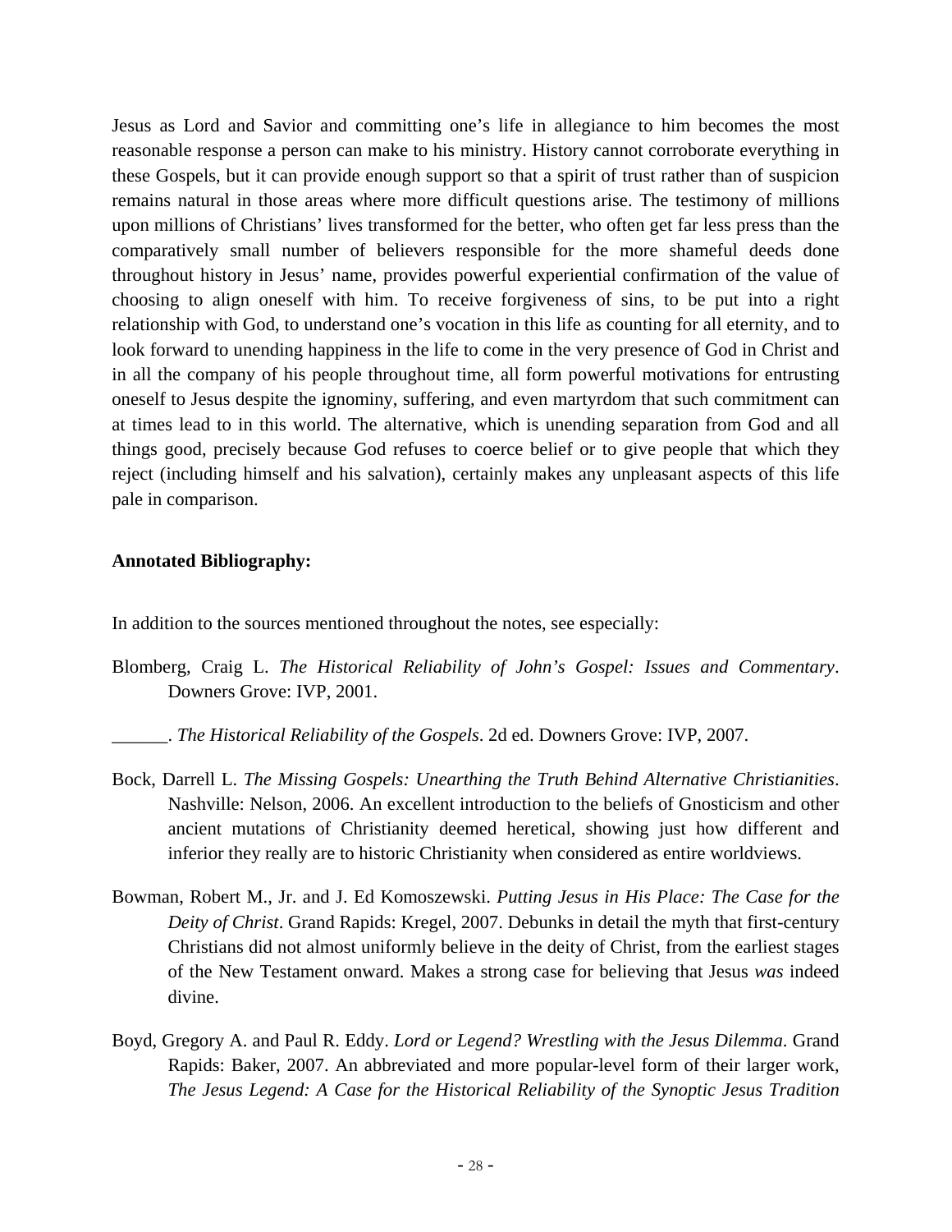Jesus as Lord and Savior and committing one's life in allegiance to him becomes the most reasonable response a person can make to his ministry. History cannot corroborate everything in these Gospels, but it can provide enough support so that a spirit of trust rather than of suspicion remains natural in those areas where more difficult questions arise. The testimony of millions upon millions of Christians' lives transformed for the better, who often get far less press than the comparatively small number of believers responsible for the more shameful deeds done throughout history in Jesus' name, provides powerful experiential confirmation of the value of choosing to align oneself with him. To receive forgiveness of sins, to be put into a right relationship with God, to understand one's vocation in this life as counting for all eternity, and to look forward to unending happiness in the life to come in the very presence of God in Christ and in all the company of his people throughout time, all form powerful motivations for entrusting oneself to Jesus despite the ignominy, suffering, and even martyrdom that such commitment can at times lead to in this world. The alternative, which is unending separation from God and all things good, precisely because God refuses to coerce belief or to give people that which they reject (including himself and his salvation), certainly makes any unpleasant aspects of this life pale in comparison.

**Annotated Bibliography:**

In addition to the sources mentioned throughout the notes, see especially:

Blomberg, Craig L. *The Historical Reliability of John's Gospel: Issues and Commentary*. Downers Grove: IVP, 2001.

______. *The Historical Reliability of the Gospels*. 2d ed. Downers Grove: IVP, 2007.

Bock, Darrell L. *The Missing Gospels: Unearthing the Truth Behind Alternative Christianities*. Nashville: Nelson, 2006. An excellent introduction to the beliefs of Gnosticism and other ancient mutations of Christianity deemed heretical, showing just how different and inferior they really are to historic Christianity when considered as entire worldviews.

Bowman, Robert M., Jr. and J. Ed Komoszewski. *Putting Jesus in His Place: The Case for the Deity of Christ*. Grand Rapids: Kregel, 2007. Debunks in detail the myth that first-century Christians did not almost uniformly believe in the deity of Christ, from the earliest stages of the New Testament onward. Makes a strong case for believing that Jesus *was* indeed divine.

Boyd, Gregory A. and Paul R. Eddy. *Lord or Legend? Wrestling with the Jesus Dilemma*. Grand Rapids: Baker, 2007. An abbreviated and more popular-level form of their larger work, *The Jesus Legend: A Case for the Historical Reliability of the Synoptic Jesus Tradition*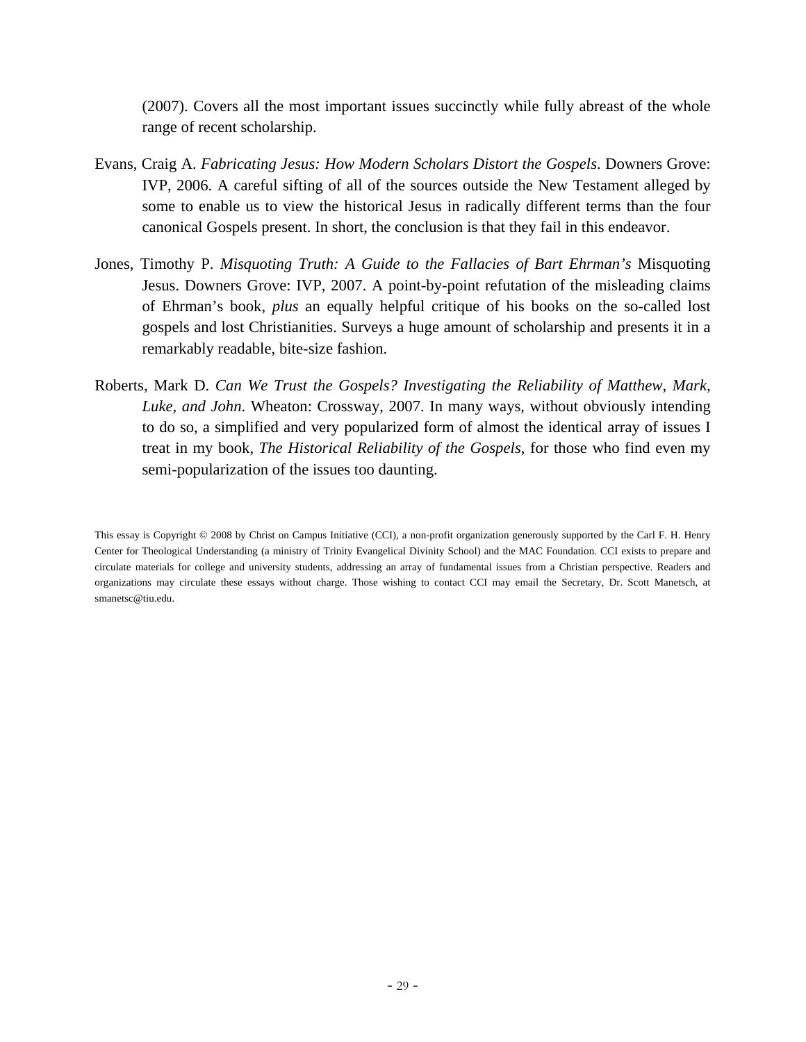(2007). Covers all the most important issues succinctly while fully abreast of the whole range of recent scholarship.

Evans, Craig A. *Fabricating Jesus: How Modern Scholars Distort the Gospels*. Downers Grove: IVP, 2006. A careful sifting of all of the sources outside the New Testament alleged by some to enable us to view the historical Jesus in radically different terms than the four canonical Gospels present. In short, the conclusion is that they fail in this endeavor.

Jones, Timothy P. *Misquoting Truth: A Guide to the Fallacies of Bart Ehrman's* Misquoting Jesus. Downers Grove: IVP, 2007. A point-by-point refutation of the misleading claims of Ehrman's book, *plus* an equally helpful critique of his books on the so-called lost gospels and lost Christianities. Surveys a huge amount of scholarship and presents it in a remarkably readable, bite-size fashion.

Roberts, Mark D. *Can We Trust the Gospels? Investigating the Reliability of Matthew, Mark, Luke, and John*. Wheaton: Crossway, 2007. In many ways, without obviously intending to do so, a simplified and very popularized form of almost the identical array of issues I treat in my book, *The Historical Reliability of the Gospels*, for those who find even my semi-popularization of the issues too daunting.

This essay is Copyright © 2008 by Christ on Campus Initiative (CCI), a non-profit organization generously supported by the Carl F. H. Henry Center for Theological Understanding (a ministry of Trinity Evangelical Divinity School) and the MAC Foundation. CCI exists to prepare and circulate materials for college and university students, addressing an array of fundamental issues from a Christian perspective. Readers and organizations may circulate these essays without charge. Those wishing to contact CCI may email the Secretary, Dr. Scott Manetsch, at smanetsc@tiu.edu.